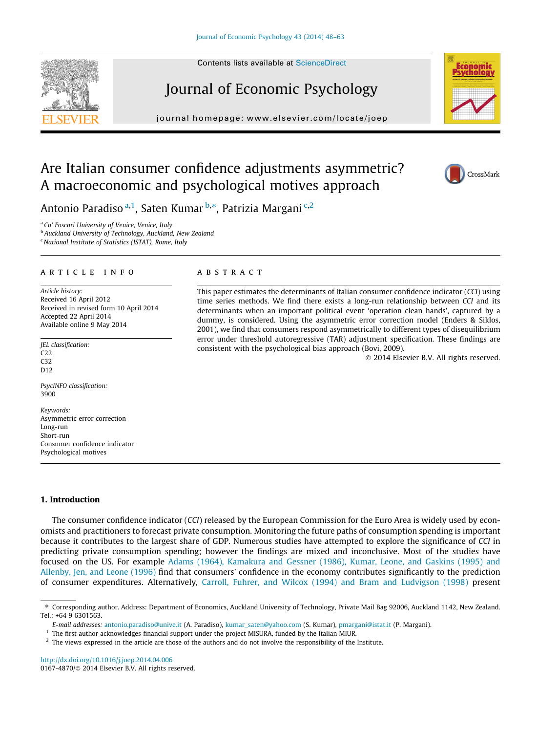# Are Italian consumer confidence adjustments asymmetric? A macroeconomic and psychological motives approach

Antonio Paradiso [a,1], Saten Kumar [b,*], Patrizia Margani [c,2]

[a] Ca' Foscari University of Venice, Venice, Italy
[b] Auckland University of Technology, Auckland, New Zealand
[c] National Institute of Statistics (ISTAT), Rome, Italy

## ARTICLE INFO

*Article history:*
Received 16 April 2012
Received in revised form 10 April 2014
Accepted 22 April 2014
Available online 9 May 2014

*JEL classification:*
C22
C32
D12

*PsycINFO classification:*
3900

*Keywords:*
Asymmetric error correction
Long-run
Short-run
Consumer confidence indicator
Psychological motives

## ABSTRACT

This paper estimates the determinants of Italian consumer confidence indicator (*CCI*) using time series methods. We find there exists a long-run relationship between *CCI* and its determinants when an important political event 'operation clean hands', captured by a dummy, is considered. Using the asymmetric error correction model (Enders & Siklos, 2001), we find that consumers respond asymmetrically to different types of disequilibrium error under threshold autoregressive (TAR) adjustment specification. These findings are consistent with the psychological bias approach (Bovi, 2009).

© 2014 Elsevier B.V. All rights reserved.

## 1. Introduction

The consumer confidence indicator (*CCI*) released by the European Commission for the Euro Area is widely used by economists and practitioners to forecast private consumption. Monitoring the future paths of consumption spending is important because it contributes to the largest share of GDP. Numerous studies have attempted to explore the significance of *CCI* in predicting private consumption spending; however the findings are mixed and inconclusive. Most of the studies have focused on the US. For example Adams (1964), Kamakura and Gessner (1986), Kumar, Leone, and Gaskins (1995) and Allenby, Jen, and Leone (1996) find that consumers' confidence in the economy contributes significantly to the prediction of consumer expenditures. Alternatively, Carroll, Fuhrer, and Wilcox (1994) and Bram and Ludvigson (1998) present

---

* Corresponding author. Address: Department of Economics, Auckland University of Technology, Private Mail Bag 92006, Auckland 1142, New Zealand. Tel.: +64 9 6301563.

*E-mail addresses:* antonio.paradiso@unive.it (A. Paradiso), kumar_saten@yahoo.com (S. Kumar), pmargani@istat.it (P. Margani).

[1] The first author acknowledges financial support under the project MISURA, funded by the Italian MIUR.

[2] The views expressed in the article are those of the authors and do not involve the responsibility of the Institute.

http://dx.doi.org/10.1016/j.joep.2014.04.006
0167-4870/© 2014 Elsevier B.V. All rights reserved.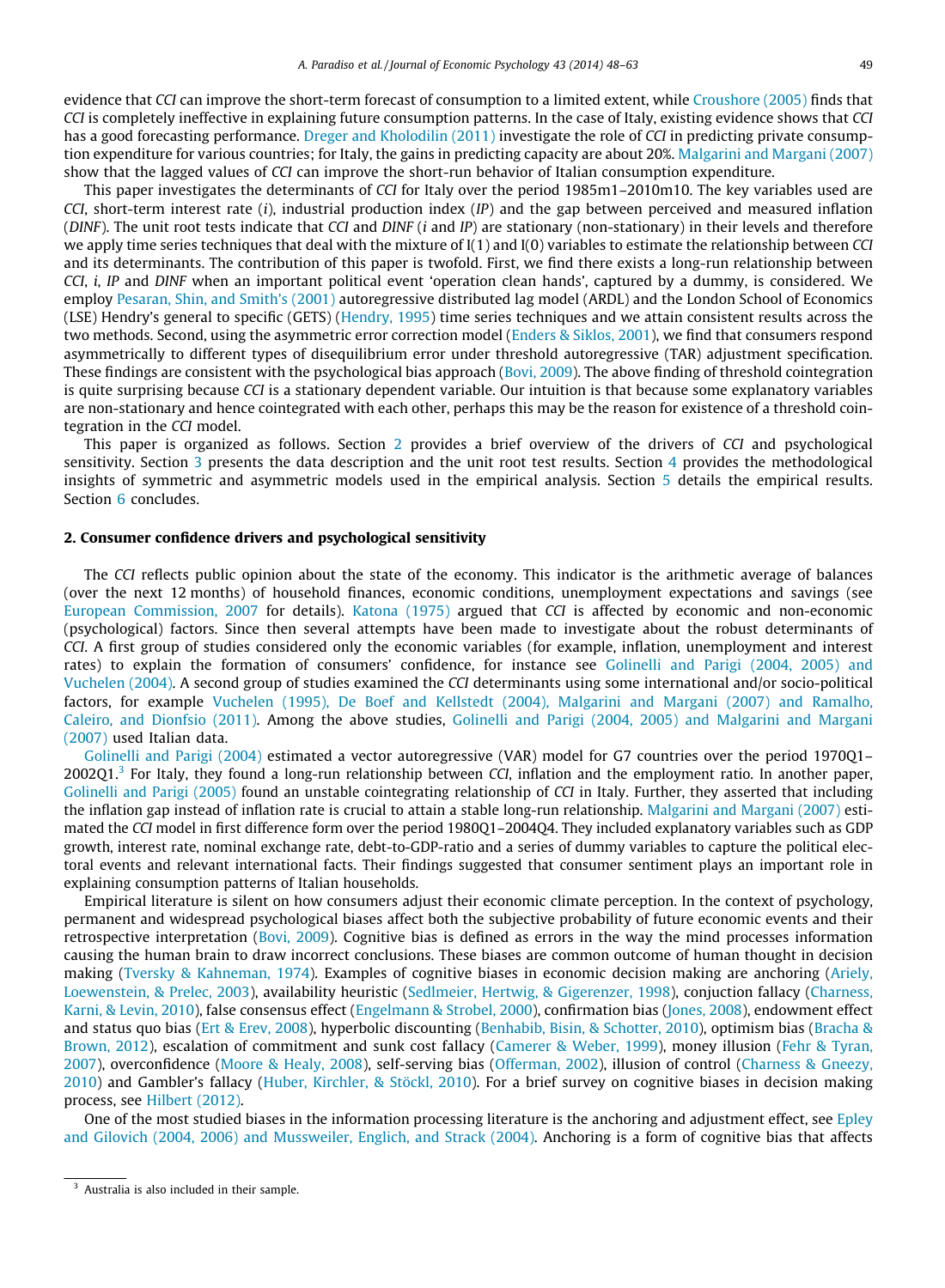evidence that *CCI* can improve the short-term forecast of consumption to a limited extent, while Croushore (2005) finds that *CCI* is completely ineffective in explaining future consumption patterns. In the case of Italy, existing evidence shows that *CCI* has a good forecasting performance. Dreger and Kholodilin (2011) investigate the role of *CCI* in predicting private consumption expenditure for various countries; for Italy, the gains in predicting capacity are about 20%. Malgarini and Margani (2007) show that the lagged values of *CCI* can improve the short-run behavior of Italian consumption expenditure.

This paper investigates the determinants of *CCI* for Italy over the period 1985m1–2010m10. The key variables used are *CCI*, short-term interest rate (*i*), industrial production index (*IP*) and the gap between perceived and measured inflation (*DINF*). The unit root tests indicate that *CCI* and *DINF* (*i* and *IP*) are stationary (non-stationary) in their levels and therefore we apply time series techniques that deal with the mixture of I(1) and I(0) variables to estimate the relationship between *CCI* and its determinants. The contribution of this paper is twofold. First, we find there exists a long-run relationship between *CCI*, *i*, *IP* and *DINF* when an important political event 'operation clean hands', captured by a dummy, is considered. We employ Pesaran, Shin, and Smith's (2001) autoregressive distributed lag model (ARDL) and the London School of Economics (LSE) Hendry's general to specific (GETS) (Hendry, 1995) time series techniques and we attain consistent results across the two methods. Second, using the asymmetric error correction model (Enders & Siklos, 2001), we find that consumers respond asymmetrically to different types of disequilibrium error under threshold autoregressive (TAR) adjustment specification. These findings are consistent with the psychological bias approach (Bovi, 2009). The above finding of threshold cointegration is quite surprising because *CCI* is a stationary dependent variable. Our intuition is that because some explanatory variables are non-stationary and hence cointegrated with each other, perhaps this may be the reason for existence of a threshold cointegration in the *CCI* model.

This paper is organized as follows. Section 2 provides a brief overview of the drivers of *CCI* and psychological sensitivity. Section 3 presents the data description and the unit root test results. Section 4 provides the methodological insights of symmetric and asymmetric models used in the empirical analysis. Section 5 details the empirical results. Section 6 concludes.

## 2. Consumer confidence drivers and psychological sensitivity

The *CCI* reflects public opinion about the state of the economy. This indicator is the arithmetic average of balances (over the next 12 months) of household finances, economic conditions, unemployment expectations and savings (see European Commission, 2007 for details). Katona (1975) argued that *CCI* is affected by economic and non-economic (psychological) factors. Since then several attempts have been made to investigate about the robust determinants of *CCI*. A first group of studies considered only the economic variables (for example, inflation, unemployment and interest rates) to explain the formation of consumers' confidence, for instance see Golinelli and Parigi (2004, 2005) and Vuchelen (2004). A second group of studies examined the *CCI* determinants using some international and/or socio-political factors, for example Vuchelen (1995), De Boef and Kellstedt (2004), Malgarini and Margani (2007) and Ramalho, Caleiro, and Dionfsio (2011). Among the above studies, Golinelli and Parigi (2004, 2005) and Malgarini and Margani (2007) used Italian data.

Golinelli and Parigi (2004) estimated a vector autoregressive (VAR) model for G7 countries over the period 1970Q1–2002Q1.[3] For Italy, they found a long-run relationship between *CCI*, inflation and the employment ratio. In another paper, Golinelli and Parigi (2005) found an unstable cointegrating relationship of *CCI* in Italy. Further, they asserted that including the inflation gap instead of inflation rate is crucial to attain a stable long-run relationship. Malgarini and Margani (2007) estimated the *CCI* model in first difference form over the period 1980Q1–2004Q4. They included explanatory variables such as GDP growth, interest rate, nominal exchange rate, debt-to-GDP-ratio and a series of dummy variables to capture the political electoral events and relevant international facts. Their findings suggested that consumer sentiment plays an important role in explaining consumption patterns of Italian households.

Empirical literature is silent on how consumers adjust their economic climate perception. In the context of psychology, permanent and widespread psychological biases affect both the subjective probability of future economic events and their retrospective interpretation (Bovi, 2009). Cognitive bias is defined as errors in the way the mind processes information causing the human brain to draw incorrect conclusions. These biases are common outcome of human thought in decision making (Tversky & Kahneman, 1974). Examples of cognitive biases in economic decision making are anchoring (Ariely, Loewenstein, & Prelec, 2003), availability heuristic (Sedlmeier, Hertwig, & Gigerenzer, 1998), conjuction fallacy (Charness, Karni, & Levin, 2010), false consensus effect (Engelmann & Strobel, 2000), confirmation bias (Jones, 2008), endowment effect and status quo bias (Ert & Erev, 2008), hyperbolic discounting (Benhabib, Bisin, & Schotter, 2010), optimism bias (Bracha & Brown, 2012), escalation of commitment and sunk cost fallacy (Camerer & Weber, 1999), money illusion (Fehr & Tyran, 2007), overconfidence (Moore & Healy, 2008), self-serving bias (Offerman, 2002), illusion of control (Charness & Gneezy, 2010) and Gambler's fallacy (Huber, Kirchler, & Stöckl, 2010). For a brief survey on cognitive biases in decision making process, see Hilbert (2012).

One of the most studied biases in the information processing literature is the anchoring and adjustment effect, see Epley and Gilovich (2004, 2006) and Mussweiler, Englich, and Strack (2004). Anchoring is a form of cognitive bias that affects

[3] Australia is also included in their sample.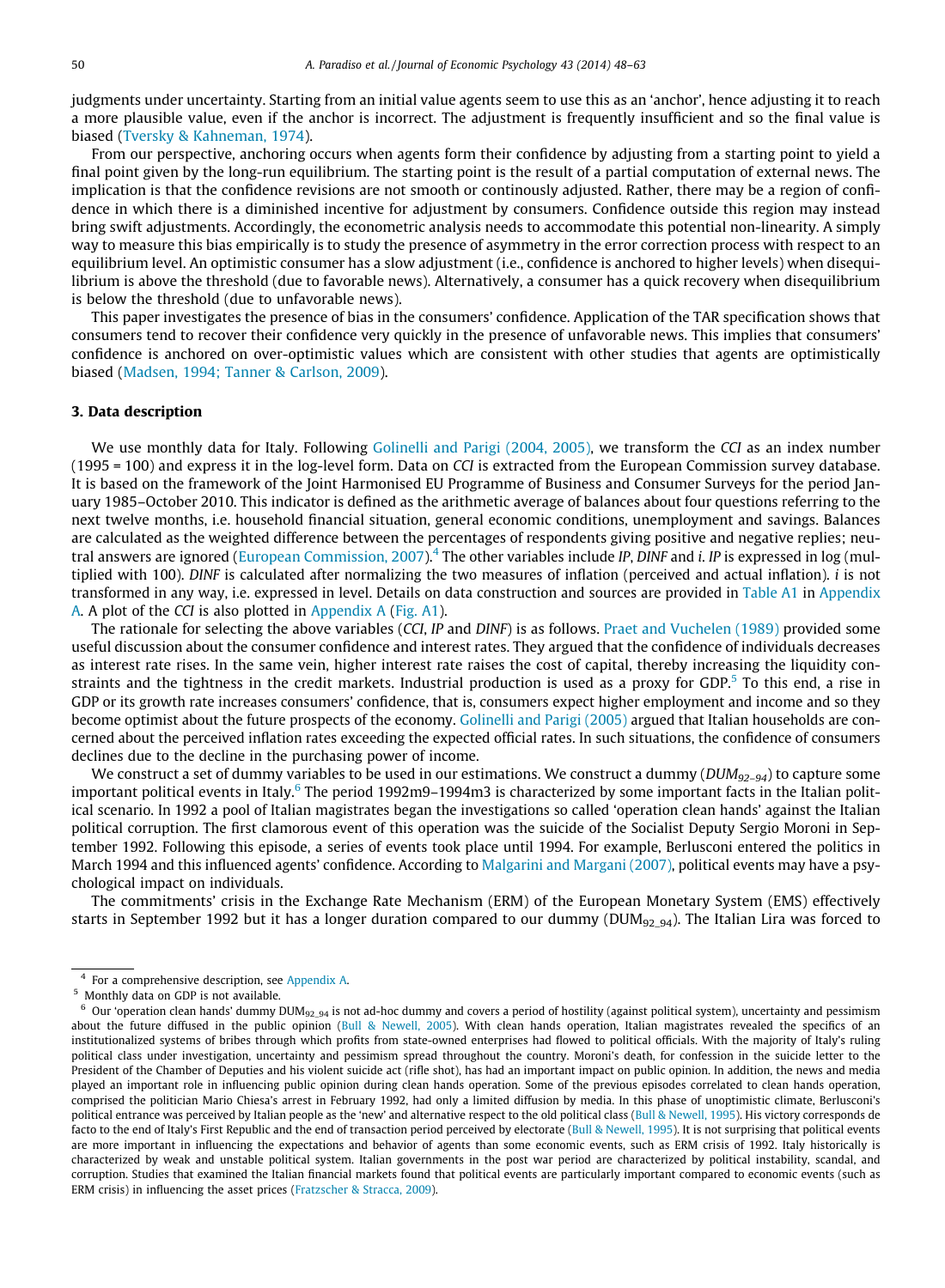judgments under uncertainty. Starting from an initial value agents seem to use this as an 'anchor', hence adjusting it to reach a more plausible value, even if the anchor is incorrect. The adjustment is frequently insufficient and so the final value is biased (Tversky & Kahneman, 1974).

From our perspective, anchoring occurs when agents form their confidence by adjusting from a starting point to yield a final point given by the long-run equilibrium. The starting point is the result of a partial computation of external news. The implication is that the confidence revisions are not smooth or continously adjusted. Rather, there may be a region of confidence in which there is a diminished incentive for adjustment by consumers. Confidence outside this region may instead bring swift adjustments. Accordingly, the econometric analysis needs to accommodate this potential non-linearity. A simply way to measure this bias empirically is to study the presence of asymmetry in the error correction process with respect to an equilibrium level. An optimistic consumer has a slow adjustment (i.e., confidence is anchored to higher levels) when disequilibrium is above the threshold (due to favorable news). Alternatively, a consumer has a quick recovery when disequilibrium is below the threshold (due to unfavorable news).

This paper investigates the presence of bias in the consumers' confidence. Application of the TAR specification shows that consumers tend to recover their confidence very quickly in the presence of unfavorable news. This implies that consumers' confidence is anchored on over-optimistic values which are consistent with other studies that agents are optimistically biased (Madsen, 1994; Tanner & Carlson, 2009).

## 3. Data description

We use monthly data for Italy. Following Golinelli and Parigi (2004, 2005), we transform the *CCI* as an index number (1995 = 100) and express it in the log-level form. Data on *CCI* is extracted from the European Commission survey database. It is based on the framework of the Joint Harmonised EU Programme of Business and Consumer Surveys for the period January 1985–October 2010. This indicator is defined as the arithmetic average of balances about four questions referring to the next twelve months, i.e. household financial situation, general economic conditions, unemployment and savings. Balances are calculated as the weighted difference between the percentages of respondents giving positive and negative replies; neutral answers are ignored (European Commission, 2007).[4] The other variables include *IP*, *DINF* and *i*. *IP* is expressed in log (multiplied with 100). *DINF* is calculated after normalizing the two measures of inflation (perceived and actual inflation). *i* is not transformed in any way, i.e. expressed in level. Details on data construction and sources are provided in Table A1 in Appendix A. A plot of the *CCI* is also plotted in Appendix A (Fig. A1).

The rationale for selecting the above variables (*CCI*, *IP* and *DINF*) is as follows. Praet and Vuchelen (1989) provided some useful discussion about the consumer confidence and interest rates. They argued that the confidence of individuals decreases as interest rate rises. In the same vein, higher interest rate raises the cost of capital, thereby increasing the liquidity constraints and the tightness in the credit markets. Industrial production is used as a proxy for GDP.[5] To this end, a rise in GDP or its growth rate increases consumers' confidence, that is, consumers expect higher employment and income and so they become optimist about the future prospects of the economy. Golinelli and Parigi (2005) argued that Italian households are concerned about the perceived inflation rates exceeding the expected official rates. In such situations, the confidence of consumers declines due to the decline in the purchasing power of income.

We construct a set of dummy variables to be used in our estimations. We construct a dummy ($DUM_{92-94}$) to capture some important political events in Italy.[6] The period 1992m9–1994m3 is characterized by some important facts in the Italian political scenario. In 1992 a pool of Italian magistrates began the investigations so called 'operation clean hands' against the Italian political corruption. The first clamorous event of this operation was the suicide of the Socialist Deputy Sergio Moroni in September 1992. Following this episode, a series of events took place until 1994. For example, Berlusconi entered the politics in March 1994 and this influenced agents' confidence. According to Malgarini and Margani (2007), political events may have a psychological impact on individuals.

The commitments' crisis in the Exchange Rate Mechanism (ERM) of the European Monetary System (EMS) effectively starts in September 1992 but it has a longer duration compared to our dummy ($DUM_{92\_94}$). The Italian Lira was forced to

---

[4] For a comprehensive description, see Appendix A.

[5] Monthly data on GDP is not available.

[6] Our 'operation clean hands' dummy $DUM_{92\_94}$ is not ad-hoc dummy and covers a period of hostility (against political system), uncertainty and pessimism about the future diffused in the public opinion (Bull & Newell, 2005). With clean hands operation, Italian magistrates revealed the specifics of an institutionalized systems of bribes through which profits from state-owned enterprises had flowed to political officials. With the majority of Italy's ruling political class under investigation, uncertainty and pessimism spread throughout the country. Moroni's death, for confession in the suicide letter to the President of the Chamber of Deputies and his violent suicide act (rifle shot), has had an important impact on public opinion. In addition, the news and media played an important role in influencing public opinion during clean hands operation. Some of the previous episodes correlated to clean hands operation, comprised the politician Mario Chiesa's arrest in February 1992, had only a limited diffusion by media. In this phase of unoptimistic climate, Berlusconi's political entrance was perceived by Italian people as the 'new' and alternative respect to the old political class (Bull & Newell, 1995). His victory corresponds de facto to the end of Italy's First Republic and the end of transaction period perceived by electorate (Bull & Newell, 1995). It is not surprising that political events are more important in influencing the expectations and behavior of agents than some economic events, such as ERM crisis of 1992. Italy historically is characterized by weak and unstable political system. Italian governments in the post war period are characterized by political instability, scandal, and corruption. Studies that examined the Italian financial markets found that political events are particularly important compared to economic events (such as ERM crisis) in influencing the asset prices (Fratzscher & Stracca, 2009).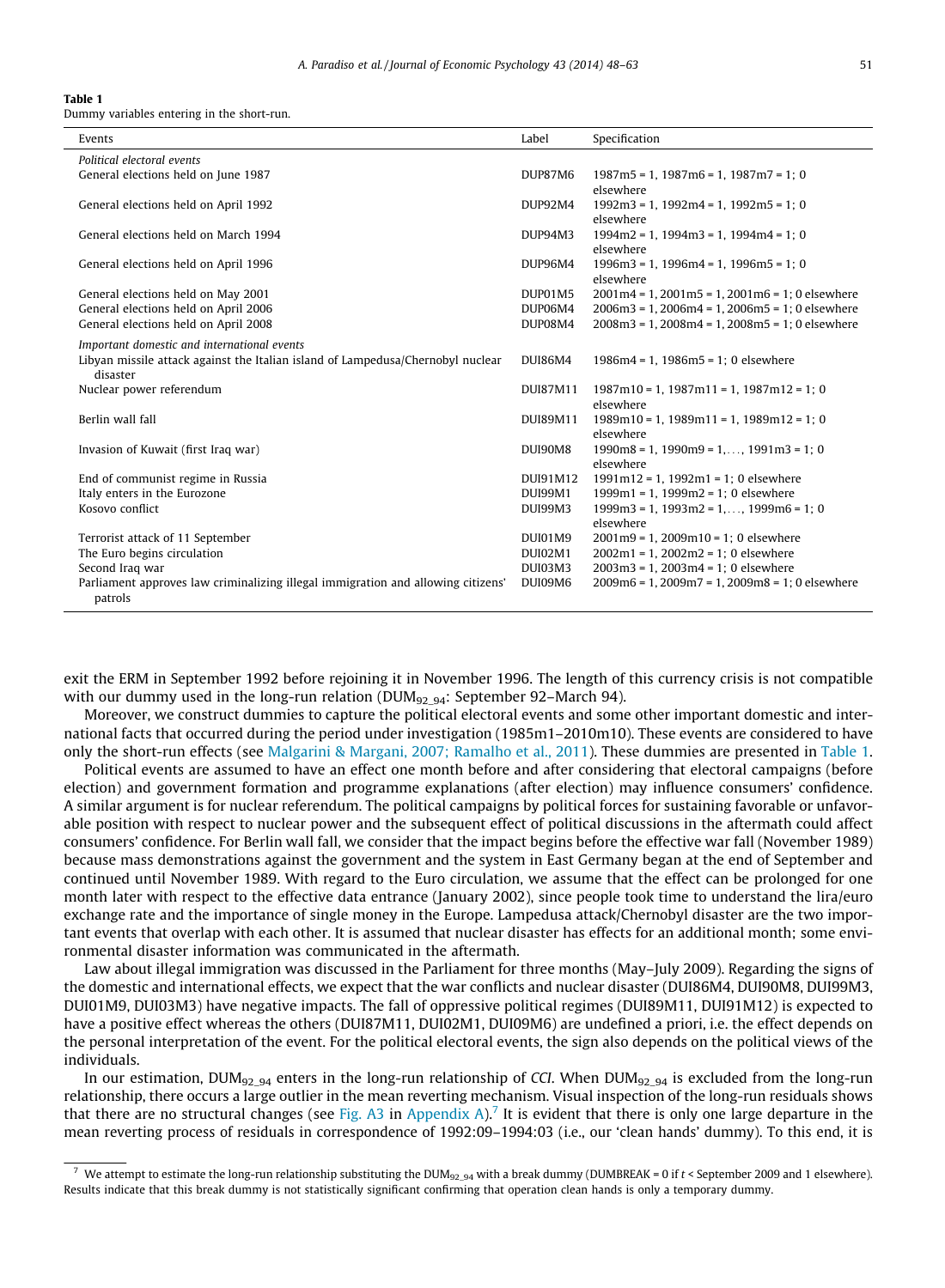**Table 1**
Dummy variables entering in the short-run.

| Events | Label | Specification |
|---|---|---|
| *Political electoral events* | | |
| General elections held on June 1987 | DUP87M6 | 1987m5 = 1, 1987m6 = 1, 1987m7 = 1; 0 elsewhere |
| General elections held on April 1992 | DUP92M4 | 1992m3 = 1, 1992m4 = 1, 1992m5 = 1; 0 elsewhere |
| General elections held on March 1994 | DUP94M3 | 1994m2 = 1, 1994m3 = 1, 1994m4 = 1; 0 elsewhere |
| General elections held on April 1996 | DUP96M4 | 1996m3 = 1, 1996m4 = 1, 1996m5 = 1; 0 elsewhere |
| General elections held on May 2001 | DUP01M5 | 2001m4 = 1, 2001m5 = 1, 2001m6 = 1; 0 elsewhere |
| General elections held on April 2006 | DUP06M4 | 2006m3 = 1, 2006m4 = 1, 2006m5 = 1; 0 elsewhere |
| General elections held on April 2008 | DUP08M4 | 2008m3 = 1, 2008m4 = 1, 2008m5 = 1; 0 elsewhere |
| *Important domestic and international events* | | |
| Libyan missile attack against the Italian island of Lampedusa/Chernobyl nuclear disaster | DUI86M4 | 1986m4 = 1, 1986m5 = 1; 0 elsewhere |
| Nuclear power referendum | DUI87M11 | 1987m10 = 1, 1987m11 = 1, 1987m12 = 1; 0 elsewhere |
| Berlin wall fall | DUI89M11 | 1989m10 = 1, 1989m11 = 1, 1989m12 = 1; 0 elsewhere |
| Invasion of Kuwait (first Iraq war) | DUI90M8 | 1990m8 = 1, 1990m9 = 1,…, 1991m3 = 1; 0 elsewhere |
| End of communist regime in Russia | DUI91M12 | 1991m12 = 1, 1992m1 = 1; 0 elsewhere |
| Italy enters in the Eurozone | DUI99M1 | 1999m1 = 1, 1999m2 = 1; 0 elsewhere |
| Kosovo conflict | DUI99M3 | 1999m3 = 1, 1993m2 = 1,…, 1999m6 = 1; 0 elsewhere |
| Terrorist attack of 11 September | DUI01M9 | 2001m9 = 1, 2009m10 = 1; 0 elsewhere |
| The Euro begins circulation | DUI02M1 | 2002m1 = 1, 2002m2 = 1; 0 elsewhere |
| Second Iraq war | DUI03M3 | 2003m3 = 1, 2003m4 = 1; 0 elsewhere |
| Parliament approves law criminalizing illegal immigration and allowing citizens' patrols | DUI09M6 | 2009m6 = 1, 2009m7 = 1, 2009m8 = 1; 0 elsewhere |

exit the ERM in September 1992 before rejoining it in November 1996. The length of this currency crisis is not compatible with our dummy used in the long-run relation ($DUM_{92\_94}$: September 92–March 94).

Moreover, we construct dummies to capture the political electoral events and some other important domestic and international facts that occurred during the period under investigation (1985m1–2010m10). These events are considered to have only the short-run effects (see Malgarini & Margani, 2007; Ramalho et al., 2011). These dummies are presented in Table 1.

Political events are assumed to have an effect one month before and after considering that electoral campaigns (before election) and government formation and programme explanations (after election) may influence consumers' confidence. A similar argument is for nuclear referendum. The political campaigns by political forces for sustaining favorable or unfavorable position with respect to nuclear power and the subsequent effect of political discussions in the aftermath could affect consumers' confidence. For Berlin wall fall, we consider that the impact begins before the effective war fall (November 1989) because mass demonstrations against the government and the system in East Germany began at the end of September and continued until November 1989. With regard to the Euro circulation, we assume that the effect can be prolonged for one month later with respect to the effective data entrance (January 2002), since people took time to understand the lira/euro exchange rate and the importance of single money in the Europe. Lampedusa attack/Chernobyl disaster are the two important events that overlap with each other. It is assumed that nuclear disaster has effects for an additional month; some environmental disaster information was communicated in the aftermath.

Law about illegal immigration was discussed in the Parliament for three months (May–July 2009). Regarding the signs of the domestic and international effects, we expect that the war conflicts and nuclear disaster (DUI86M4, DUI90M8, DUI99M3, DUI01M9, DUI03M3) have negative impacts. The fall of oppressive political regimes (DUI89M11, DUI91M12) is expected to have a positive effect whereas the others (DUI87M11, DUI02M1, DUI09M6) are undefined a priori, i.e. the effect depends on the personal interpretation of the event. For the political electoral events, the sign also depends on the political views of the individuals.

In our estimation, $DUM_{92\_94}$ enters in the long-run relationship of *CCI*. When $DUM_{92\_94}$ is excluded from the long-run relationship, there occurs a large outlier in the mean reverting mechanism. Visual inspection of the long-run residuals shows that there are no structural changes (see Fig. A3 in Appendix A).[7] It is evident that there is only one large departure in the mean reverting process of residuals in correspondence of 1992:09–1994:03 (i.e., our 'clean hands' dummy). To this end, it is

[7] We attempt to estimate the long-run relationship substituting the $DUM_{92\_94}$ with a break dummy (DUMBREAK = 0 if $t$ < September 2009 and 1 elsewhere). Results indicate that this break dummy is not statistically significant confirming that operation clean hands is only a temporary dummy.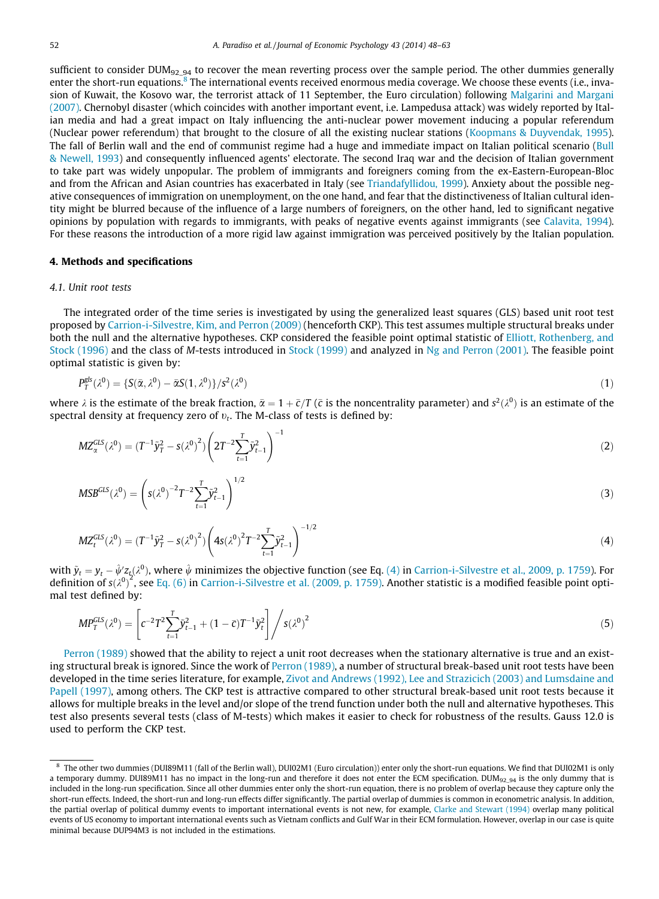sufficient to consider $DUM_{92\_94}$ to recover the mean reverting process over the sample period. The other dummies generally enter the short-run equations.[8] The international events received enormous media coverage. We choose these events (i.e., invasion of Kuwait, the Kosovo war, the terrorist attack of 11 September, the Euro circulation) following Malgarini and Margani (2007). Chernobyl disaster (which coincides with another important event, i.e. Lampedusa attack) was widely reported by Italian media and had a great impact on Italy influencing the anti-nuclear power movement inducing a popular referendum (Nuclear power referendum) that brought to the closure of all the existing nuclear stations (Koopmans & Duyvendak, 1995). The fall of Berlin wall and the end of communist regime had a huge and immediate impact on Italian political scenario (Bull & Newell, 1993) and consequently influenced agents' electorate. The second Iraq war and the decision of Italian government to take part was widely unpopular. The problem of immigrants and foreigners coming from the ex-Eastern-European-Bloc and from the African and Asian countries has exacerbated in Italy (see Triandafyllidou, 1999). Anxiety about the possible negative consequences of immigration on unemployment, on the one hand, and fear that the distinctiveness of Italian cultural identity might be blurred because of the influence of a large numbers of foreigners, on the other hand, led to significant negative opinions by population with regards to immigrants, with peaks of negative events against immigrants (see Calavita, 1994). For these reasons the introduction of a more rigid law against immigration was perceived positively by the Italian population.

## 4. Methods and specifications

### 4.1. Unit root tests

The integrated order of the time series is investigated by using the generalized least squares (GLS) based unit root test proposed by Carrion-i-Silvestre, Kim, and Perron (2009) (henceforth CKP). This test assumes multiple structural breaks under both the null and the alternative hypotheses. CKP considered the feasible point optimal statistic of Elliott, Rothenberg, and Stock (1996) and the class of *M*-tests introduced in Stock (1999) and analyzed in Ng and Perron (2001). The feasible point optimal statistic is given by:

$$P_T^{gls}(\lambda^0) = \{S(\bar{\alpha}, \lambda^0) - \bar{\alpha}S(1, \lambda^0)\}/s^2(\lambda^0) \tag{1}$$

where $\lambda$ is the estimate of the break fraction, $\bar{\alpha} = 1 + \bar{c}/T$ ($\bar{c}$ is the noncentrality parameter) and $s^2(\lambda^0)$ is an estimate of the spectral density at frequency zero of $\upsilon_t$. The M-class of tests is defined by:

$$MZ_{\alpha}^{GLS}(\lambda^0) = (T^{-1}\tilde{y}_T^2 - s(\lambda^0)^2)\left(2T^{-2}\sum_{t=1}^{T}\tilde{y}_{t-1}^2\right)^{-1} \tag{2}$$

$$MSB^{GLS}(\lambda^0) = \left(s(\lambda^0)^{-2}T^{-2}\sum_{t=1}^{T}\tilde{y}_{t-1}^2\right)^{1/2} \tag{3}$$

$$MZ_t^{GLS}(\lambda^0) = (T^{-1}\tilde{y}_T^2 - s(\lambda^0)^2)\left(4s(\lambda^0)^2T^{-2}\sum_{t=1}^{T}\tilde{y}_{t-1}^2\right)^{-1/2} \tag{4}$$

with $\tilde{y}_t = y_t - \hat{\psi}' z_t(\lambda^0)$, where $\hat{\psi}$ minimizes the objective function (see Eq. (4) in Carrion-i-Silvestre et al., 2009, p. 1759). For definition of $s(\lambda^0)^2$, see Eq. (6) in Carrion-i-Silvestre et al. (2009, p. 1759). Another statistic is a modified feasible point optimal test defined by:

$$MP_T^{GLS}(\lambda^0) = \left[c^{-2}T^2\sum_{t=1}^{T}\tilde{y}_{t-1}^2 + (1-\bar{c})T^{-1}\tilde{y}_t^2\right] \Big/ s(\lambda^0)^2 \tag{5}$$

Perron (1989) showed that the ability to reject a unit root decreases when the stationary alternative is true and an existing structural break is ignored. Since the work of Perron (1989), a number of structural break-based unit root tests have been developed in the time series literature, for example, Zivot and Andrews (1992), Lee and Strazicich (2003) and Lumsdaine and Papell (1997), among others. The CKP test is attractive compared to other structural break-based unit root tests because it allows for multiple breaks in the level and/or slope of the trend function under both the null and alternative hypotheses. This test also presents several tests (class of M-tests) which makes it easier to check for robustness of the results. Gauss 12.0 is used to perform the CKP test.

---

[8] The other two dummies (DUI89M11 (fall of the Berlin wall), DUI02M1 (Euro circulation)) enter only the short-run equations. We find that DUI02M1 is only a temporary dummy. DUI89M11 has no impact in the long-run and therefore it does not enter the ECM specification. $DUM_{92\_94}$ is the only dummy that is included in the long-run specification. Since all other dummies enter only the short-run equation, there is no problem of overlap because they capture only the short-run effects. Indeed, the short-run and long-run effects differ significantly. The partial overlap of dummies is common in econometric analysis. In addition, the partial overlap of political dummy events to important international events is not new, for example, Clarke and Stewart (1994) overlap many political events of US economy to important international events such as Vietnam conflicts and Gulf War in their ECM formulation. However, overlap in our case is quite minimal because DUP94M3 is not included in the estimations.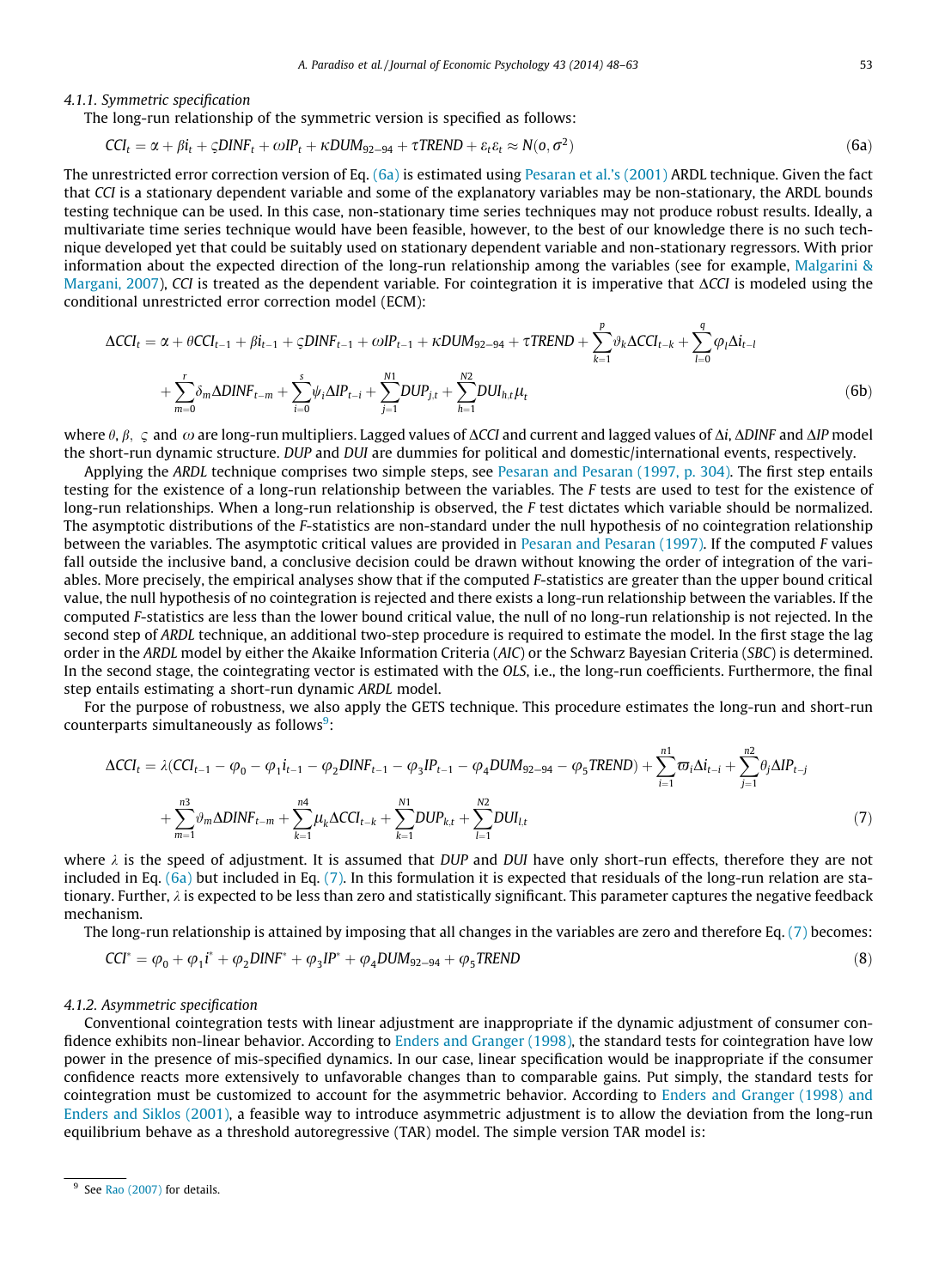#### 4.1.1. Symmetric specification

The long-run relationship of the symmetric version is specified as follows:

$$CCI_t = \alpha + \beta i_t + \varsigma DINF_t + \omega IP_t + \kappa DUM_{92-94} + \tau TREND + \varepsilon_t \varepsilon_t \approx N(o, \sigma^2) \tag{6a}$$

The unrestricted error correction version of Eq. (6a) is estimated using Pesaran et al.'s (2001) ARDL technique. Given the fact that *CCI* is a stationary dependent variable and some of the explanatory variables may be non-stationary, the ARDL bounds testing technique can be used. In this case, non-stationary time series techniques may not produce robust results. Ideally, a multivariate time series technique would have been feasible, however, to the best of our knowledge there is no such technique developed yet that could be suitably used on stationary dependent variable and non-stationary regressors. With prior information about the expected direction of the long-run relationship among the variables (see for example, Malgarini & Margani, 2007), *CCI* is treated as the dependent variable. For cointegration it is imperative that $\Delta CCI$ is modeled using the conditional unrestricted error correction model (ECM):

$$\Delta CCI_t = \alpha + \theta CCI_{t-1} + \beta i_{t-1} + \varsigma DINF_{t-1} + \omega IP_{t-1} + \kappa DUM_{92-94} + \tau TREND + \sum_{k=1}^{p} \vartheta_k \Delta CCI_{t-k} + \sum_{l=0}^{q} \varphi_l \Delta i_{t-l} + \sum_{m=0}^{r} \delta_m \Delta DINF_{t-m} + \sum_{i=0}^{s} \psi_i \Delta IP_{t-i} + \sum_{j=1}^{N1} DUP_{j,t} + \sum_{h=1}^{N2} DUI_{h,t} \mu_t \tag{6b}$$

where $\theta$, $\beta$, $\varsigma$ and $\omega$ are long-run multipliers. Lagged values of $\Delta CCI$ and current and lagged values of $\Delta i$, $\Delta DINF$ and $\Delta IP$ model the short-run dynamic structure. *DUP* and *DUI* are dummies for political and domestic/international events, respectively.

Applying the *ARDL* technique comprises two simple steps, see Pesaran and Pesaran (1997, p. 304). The first step entails testing for the existence of a long-run relationship between the variables. The *F* tests are used to test for the existence of long-run relationships. When a long-run relationship is observed, the *F* test dictates which variable should be normalized. The asymptotic distributions of the *F*-statistics are non-standard under the null hypothesis of no cointegration relationship between the variables. The asymptotic critical values are provided in Pesaran and Pesaran (1997). If the computed *F* values fall outside the inclusive band, a conclusive decision could be drawn without knowing the order of integration of the variables. More precisely, the empirical analyses show that if the computed *F*-statistics are greater than the upper bound critical value, the null hypothesis of no cointegration is rejected and there exists a long-run relationship between the variables. If the computed *F*-statistics are less than the lower bound critical value, the null of no long-run relationship is not rejected. In the second step of *ARDL* technique, an additional two-step procedure is required to estimate the model. In the first stage the lag order in the *ARDL* model by either the Akaike Information Criteria (*AIC*) or the Schwarz Bayesian Criteria (*SBC*) is determined. In the second stage, the cointegrating vector is estimated with the *OLS*, i.e., the long-run coefficients. Furthermore, the final step entails estimating a short-run dynamic *ARDL* model.

For the purpose of robustness, we also apply the GETS technique. This procedure estimates the long-run and short-run counterparts simultaneously as follows[9]:

$$\Delta CCI_t = \lambda(CCI_{t-1} - \varphi_0 - \varphi_1 i_{t-1} - \varphi_2 DINF_{t-1} - \varphi_3 IP_{t-1} - \varphi_4 DUM_{92-94} - \varphi_5 TREND) + \sum_{i=1}^{n1} \varpi_i \Delta i_{t-i} + \sum_{j=1}^{n2} \theta_j \Delta IP_{t-j} + \sum_{m=1}^{n3} \vartheta_m \Delta DINF_{t-m} + \sum_{k=1}^{n4} \mu_k \Delta CCI_{t-k} + \sum_{k=1}^{N1} DUP_{k,t} + \sum_{l=1}^{N2} DUI_{l,t} \tag{7}$$

where $\lambda$ is the speed of adjustment. It is assumed that *DUP* and *DUI* have only short-run effects, therefore they are not included in Eq. (6a) but included in Eq. (7). In this formulation it is expected that residuals of the long-run relation are stationary. Further, $\lambda$ is expected to be less than zero and statistically significant. This parameter captures the negative feedback mechanism.

The long-run relationship is attained by imposing that all changes in the variables are zero and therefore Eq. (7) becomes:

$$CCI^* = \varphi_0 + \varphi_1 i^* + \varphi_2 DINF^* + \varphi_3 IP^* + \varphi_4 DUM_{92-94} + \varphi_5 TREND \tag{8}$$

#### 4.1.2. Asymmetric specification

Conventional cointegration tests with linear adjustment are inappropriate if the dynamic adjustment of consumer confidence exhibits non-linear behavior. According to Enders and Granger (1998), the standard tests for cointegration have low power in the presence of mis-specified dynamics. In our case, linear specification would be inappropriate if the consumer confidence reacts more extensively to unfavorable changes than to comparable gains. Put simply, the standard tests for cointegration must be customized to account for the asymmetric behavior. According to Enders and Granger (1998) and Enders and Siklos (2001), a feasible way to introduce asymmetric adjustment is to allow the deviation from the long-run equilibrium behave as a threshold autoregressive (TAR) model. The simple version TAR model is:

---

[9] See Rao (2007) for details.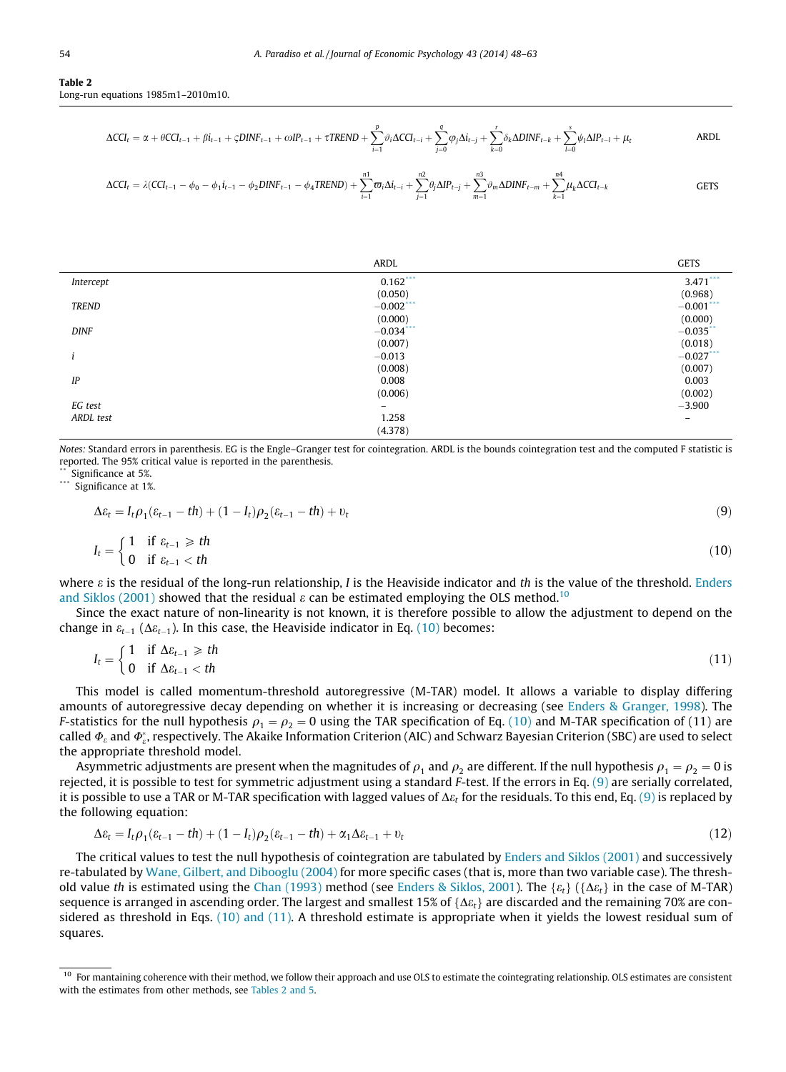**Table 2**
Long-run equations 1985m1–2010m10.

$$\Delta CCI_t = \alpha + \theta CCI_{t-1} + \beta i_{t-1} + \varsigma DINF_{t-1} + \omega IP_{t-1} + \tau TREND + \sum_{i=1}^{p} \vartheta_i \Delta CCI_{t-i} + \sum_{j=0}^{q} \varphi_j \Delta i_{t-j} + \sum_{k=0}^{r} \delta_k \Delta DINF_{t-k} + \sum_{l=0}^{s} \psi_l \Delta IP_{t-l} + \mu_t \quad \text{ARDL}$$

$$\Delta CCI_t = \lambda(CCI_{t-1} - \phi_0 - \phi_1 i_{t-1} - \phi_2 DINF_{t-1} - \phi_4 TREND) + \sum_{i=1}^{n1} \varpi_i \Delta i_{t-i} + \sum_{j=1}^{n2} \theta_j \Delta IP_{t-j} + \sum_{m=1}^{n3} \vartheta_m \Delta DINF_{t-m} + \sum_{k=1}^{n4} \mu_k \Delta CCI_{t-k} \quad \text{GETS}$$

| | ARDL | GETS |
|---|---|---|
| *Intercept* | 0.162*** | 3.471*** |
| | (0.050) | (0.968) |
| *TREND* | −0.002*** | −0.001*** |
| | (0.000) | (0.000) |
| *DINF* | −0.034*** | −0.035** |
| | (0.007) | (0.018) |
| *i* | −0.013 | −0.027*** |
| | (0.008) | (0.007) |
| *IP* | 0.008 | 0.003 |
| | (0.006) | (0.002) |
| *EG test* | – | −3.900 |
| *ARDL test* | 1.258 | – |
| | (4.378) | |

*Notes:* Standard errors in parenthesis. EG is the Engle–Granger test for cointegration. ARDL is the bounds cointegration test and the computed F statistic is reported. The 95% critical value is reported in the parenthesis.
** Significance at 5%.
*** Significance at 1%.

$$\Delta\varepsilon_t = I_t \rho_1(\varepsilon_{t-1} - th) + (1 - I_t)\rho_2(\varepsilon_{t-1} - th) + \upsilon_t \tag{9}$$

$$I_t = \begin{cases} 1 & \text{if } \varepsilon_{t-1} \geqslant th \\ 0 & \text{if } \varepsilon_{t-1} < th \end{cases} \tag{10}$$

where $\varepsilon$ is the residual of the long-run relationship, $I$ is the Heaviside indicator and $th$ is the value of the threshold. Enders and Siklos (2001) showed that the residual $\varepsilon$ can be estimated employing the OLS method.[10]

Since the exact nature of non-linearity is not known, it is therefore possible to allow the adjustment to depend on the change in $\varepsilon_{t-1}$ ($\Delta\varepsilon_{t-1}$). In this case, the Heaviside indicator in Eq. (10) becomes:

$$I_t = \begin{cases} 1 & \text{if } \Delta\varepsilon_{t-1} \geqslant th \\ 0 & \text{if } \Delta\varepsilon_{t-1} < th \end{cases} \tag{11}$$

This model is called momentum-threshold autoregressive (M-TAR) model. It allows a variable to display differing amounts of autoregressive decay depending on whether it is increasing or decreasing (see Enders & Granger, 1998). The *F*-statistics for the null hypothesis $\rho_1 = \rho_2 = 0$ using the TAR specification of Eq. (10) and M-TAR specification of (11) are called $\Phi_\varepsilon$ and $\Phi_\varepsilon^*$, respectively. The Akaike Information Criterion (AIC) and Schwarz Bayesian Criterion (SBC) are used to select the appropriate threshold model.

Asymmetric adjustments are present when the magnitudes of $\rho_1$ and $\rho_2$ are different. If the null hypothesis $\rho_1 = \rho_2 = 0$ is rejected, it is possible to test for symmetric adjustment using a standard *F*-test. If the errors in Eq. (9) are serially correlated, it is possible to use a TAR or M-TAR specification with lagged values of $\Delta\varepsilon_t$ for the residuals. To this end, Eq. (9) is replaced by the following equation:

$$\Delta\varepsilon_t = I_t \rho_1(\varepsilon_{t-1} - th) + (1 - I_t)\rho_2(\varepsilon_{t-1} - th) + \alpha_1 \Delta\varepsilon_{t-1} + \upsilon_t \tag{12}$$

The critical values to test the null hypothesis of cointegration are tabulated by Enders and Siklos (2001) and successively re-tabulated by Wane, Gilbert, and Dibooglu (2004) for more specific cases (that is, more than two variable case). The threshold value $th$ is estimated using the Chan (1993) method (see Enders & Siklos, 2001). The $\{\varepsilon_t\}$ ($\{\Delta\varepsilon_t\}$ in the case of M-TAR) sequence is arranged in ascending order. The largest and smallest 15% of $\{\Delta\varepsilon_t\}$ are discarded and the remaining 70% are considered as threshold in Eqs. (10) and (11). A threshold estimate is appropriate when it yields the lowest residual sum of squares.

[10] For mantaining coherence with their method, we follow their approach and use OLS to estimate the cointegrating relationship. OLS estimates are consistent with the estimates from other methods, see Tables 2 and 5.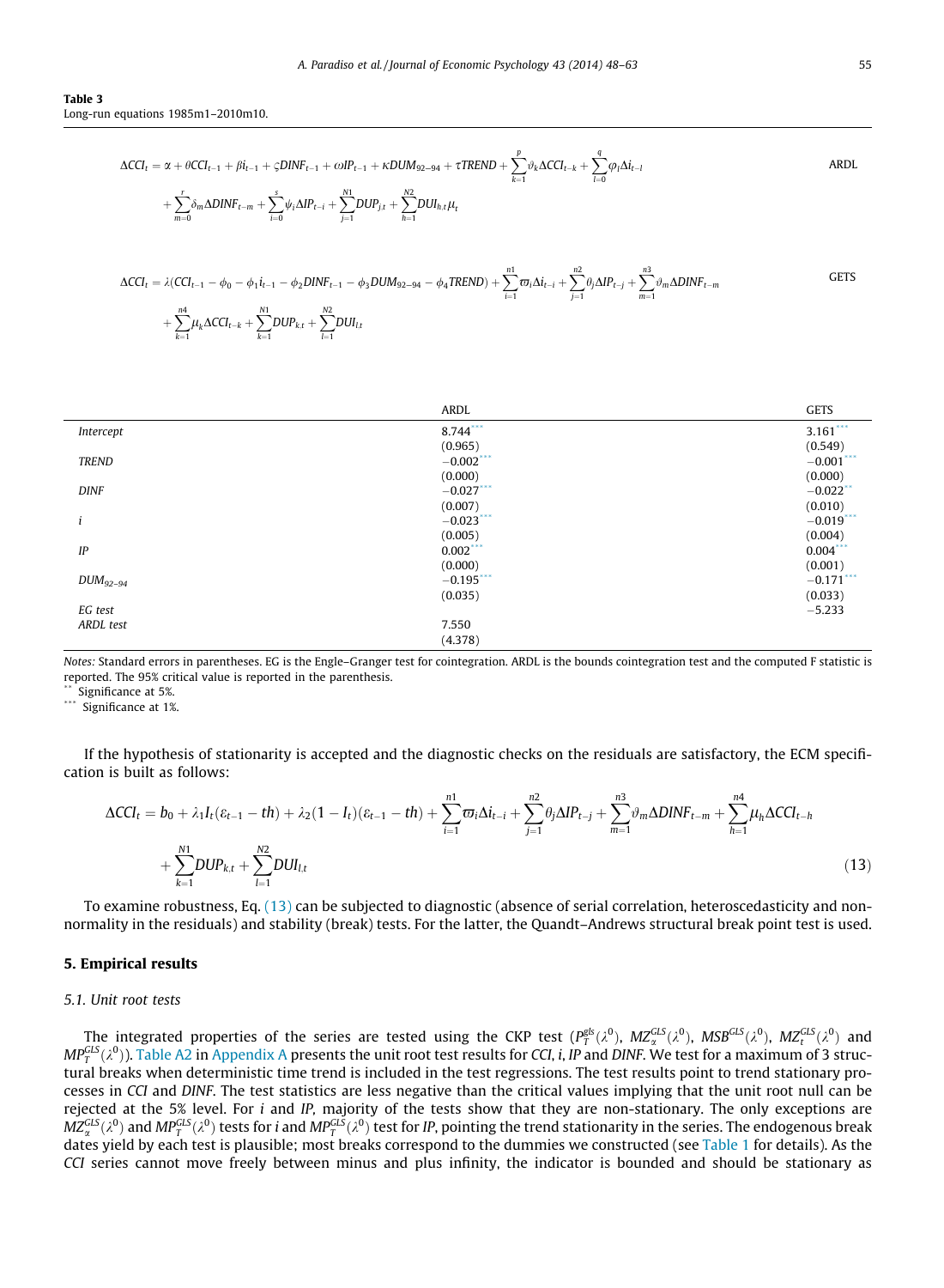**Table 3**
Long-run equations 1985m1–2010m10.

$$\Delta CCI_t = \alpha + \theta CCI_{t-1} + \beta i_{t-1} + \varsigma DINF_{t-1} + \omega IP_{t-1} + \kappa DUM_{92-94} + \tau TREND + \sum_{k=1}^{p} \vartheta_k \Delta CCI_{t-k} + \sum_{l=0}^{q} \varphi_l \Delta i_{t-l} + \sum_{m=0}^{r} \delta_m \Delta DINF_{t-m} + \sum_{i=0}^{s} \psi_i \Delta IP_{t-i} + \sum_{j=1}^{N1} DUP_{j,t} + \sum_{h=1}^{N2} DUI_{h,t} \mu_t \quad \text{ARDL}$$

$$\Delta CCI_t = \lambda(CCI_{t-1} - \phi_0 - \phi_1 i_{t-1} - \phi_2 DINF_{t-1} - \phi_3 DUM_{92-94} - \phi_4 TREND) + \sum_{i=1}^{n1} \varpi_i \Delta i_{t-i} + \sum_{j=1}^{n2} \theta_j \Delta IP_{t-j} + \sum_{m=1}^{n3} \vartheta_m \Delta DINF_{t-m} + \sum_{k=1}^{n4} \mu_k \Delta CCI_{t-k} + \sum_{k=1}^{N1} DUP_{k,t} + \sum_{l=1}^{N2} DUI_{l,t} \quad \text{GETS}$$

| | ARDL | GETS |
|---|---|---|
| *Intercept* | 8.744*** | 3.161*** |
| | (0.965) | (0.549) |
| *TREND* | −0.002*** | −0.001*** |
| | (0.000) | (0.000) |
| *DINF* | −0.027*** | −0.022** |
| | (0.007) | (0.010) |
| *i* | −0.023*** | −0.019*** |
| | (0.005) | (0.004) |
| *IP* | 0.002*** | 0.004*** |
| | (0.000) | (0.001) |
| $DUM_{92-94}$ | −0.195*** | −0.171*** |
| | (0.035) | (0.033) |
| *EG test* | | −5.233 |
| *ARDL test* | 7.550 | |
| | (4.378) | |

*Notes:* Standard errors in parentheses. EG is the Engle–Granger test for cointegration. ARDL is the bounds cointegration test and the computed F statistic is reported. The 95% critical value is reported in the parenthesis.
** Significance at 5%.
*** Significance at 1%.

If the hypothesis of stationarity is accepted and the diagnostic checks on the residuals are satisfactory, the ECM specification is built as follows:

$$\Delta CCI_t = b_0 + \lambda_1 I_t(\varepsilon_{t-1} - th) + \lambda_2(1 - I_t)(\varepsilon_{t-1} - th) + \sum_{i=1}^{n1} \varpi_i \Delta i_{t-i} + \sum_{j=1}^{n2} \theta_j \Delta IP_{t-j} + \sum_{m=1}^{n3} \vartheta_m \Delta DINF_{t-m} + \sum_{h=1}^{n4} \mu_h \Delta CCI_{t-h} + \sum_{k=1}^{N1} DUP_{k,t} + \sum_{l=1}^{N2} DUI_{l,t} \tag{13}$$

To examine robustness, Eq. (13) can be subjected to diagnostic (absence of serial correlation, heteroscedasticity and non-normality in the residuals) and stability (break) tests. For the latter, the Quandt–Andrews structural break point test is used.

## 5. Empirical results

### 5.1. Unit root tests

The integrated properties of the series are tested using the CKP test ($P_T^{gls}(\lambda^0)$, $MZ_\alpha^{GLS}(\lambda^0)$, $MSB^{GLS}(\lambda^0)$, $MZ_t^{GLS}(\lambda^0)$ and $MP_T^{GLS}(\lambda^0)$). Table A2 in Appendix A presents the unit root test results for *CCI*, *i*, *IP* and *DINF*. We test for a maximum of 3 structural breaks when deterministic time trend is included in the test regressions. The test results point to trend stationary processes in *CCI* and *DINF*. The test statistics are less negative than the critical values implying that the unit root null can be rejected at the 5% level. For *i* and *IP*, majority of the tests show that they are non-stationary. The only exceptions are $MZ_\alpha^{GLS}(\lambda^0)$ and $MP_T^{GLS}(\lambda^0)$ tests for *i* and $MP_T^{GLS}(\lambda^0)$ test for *IP*, pointing the trend stationarity in the series. The endogenous break dates yield by each test is plausible; most breaks correspond to the dummies we constructed (see Table 1 for details). As the *CCI* series cannot move freely between minus and plus infinity, the indicator is bounded and should be stationary as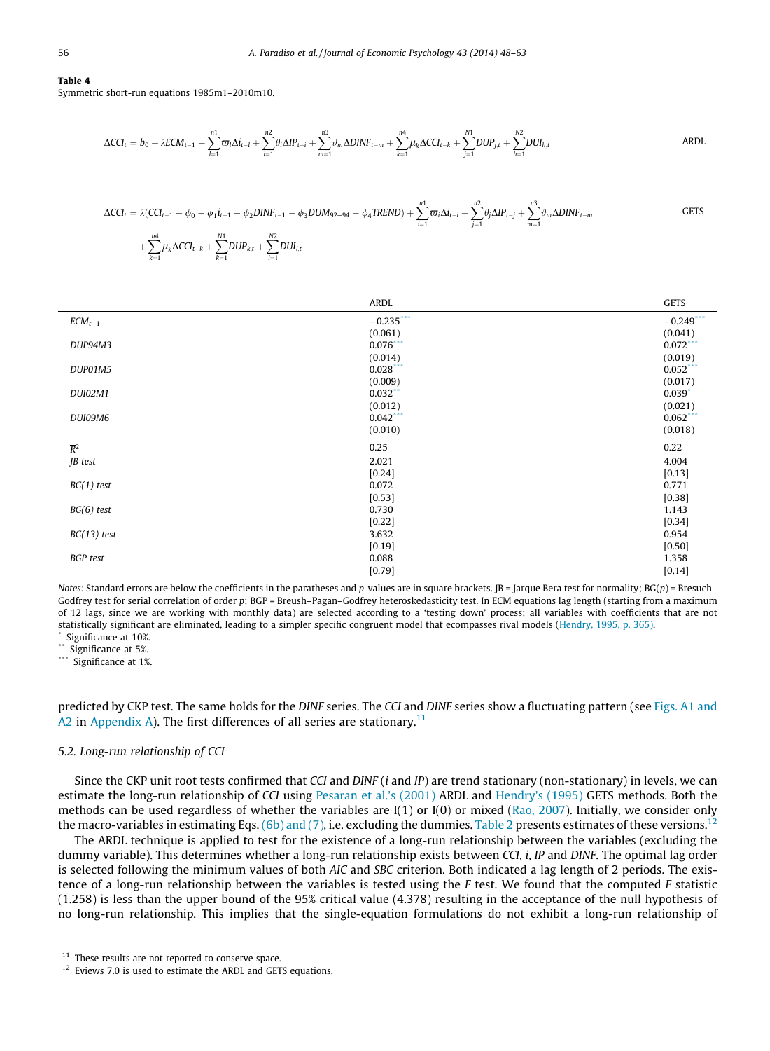**Table 4**
Symmetric short-run equations 1985m1–2010m10.

$$\Delta CCI_t = b_0 + \lambda ECM_{t-1} + \sum_{l=1}^{n1} \varpi_l \Delta i_{t-l} + \sum_{i=1}^{n2} \theta_i \Delta IP_{t-i} + \sum_{m=1}^{n3} \vartheta_m \Delta DINF_{t-m} + \sum_{k=1}^{n4} \mu_k \Delta CCI_{t-k} + \sum_{j=1}^{N1} DUP_{j,t} + \sum_{h=1}^{N2} DUI_{h,t} \quad \text{ARDL}$$

$$\Delta CCI_t = \lambda(CCI_{t-1} - \phi_0 - \phi_1 i_{t-1} - \phi_2 DINF_{t-1} - \phi_3 DUM_{92-94} - \phi_4 TREND) + \sum_{i=1}^{n1} \varpi_i \Delta i_{t-i} + \sum_{j=1}^{n2} \theta_j \Delta IP_{t-j} + \sum_{m=1}^{n3} \vartheta_m \Delta DINF_{t-m} + \sum_{k=1}^{n4} \mu_k \Delta CCI_{t-k} + \sum_{k=1}^{N1} DUP_{k,t} + \sum_{l=1}^{N2} DUI_{l,t} \quad \text{GETS}$$

| | ARDL | GETS |
|---|---|---|
| $ECM_{t-1}$ | −0.235*** | −0.249*** |
| | (0.061) | (0.041) |
| *DUP94M3* | 0.076*** | 0.072*** |
| | (0.014) | (0.019) |
| *DUP01M5* | 0.028*** | 0.052*** |
| | (0.009) | (0.017) |
| *DUI02M1* | 0.032** | 0.039* |
| | (0.012) | (0.021) |
| *DUI09M6* | 0.042*** | 0.062*** |
| | (0.010) | (0.018) |
| $\bar{R}^2$ | 0.25 | 0.22 |
| *JB test* | 2.021 | 4.004 |
| | [0.24] | [0.13] |
| *BG(1) test* | 0.072 | 0.771 |
| | [0.53] | [0.38] |
| *BG(6) test* | 0.730 | 1.143 |
| | [0.22] | [0.34] |
| *BG(13) test* | 3.632 | 0.954 |
| | [0.19] | [0.50] |
| *BGP test* | 0.088 | 1.358 |
| | [0.79] | [0.14] |

*Notes:* Standard errors are below the coefficients in the paratheses and p-values are in square brackets. JB = Jarque Bera test for normality; BG(p) = Bresuch–Godfrey test for serial correlation of order p; BGP = Breush–Pagan–Godfrey heteroskedasticity test. In ECM equations lag length (starting from a maximum of 12 lags, since we are working with monthly data) are selected according to a 'testing down' process; all variables with coefficients that are not statistically significant are eliminated, leading to a simpler specific congruent model that encompasses rival models (Hendry, 1995, p. 365).

\* Significance at 10%.
\*\* Significance at 5%.
\*\*\* Significance at 1%.

predicted by CKP test. The same holds for the *DINF* series. The *CCI* and *DINF* series show a fluctuating pattern (see Figs. A1 and A2 in Appendix A). The first differences of all series are stationary.[11]

### 5.2. Long-run relationship of CCI

Since the CKP unit root tests confirmed that *CCI* and *DINF* (*i* and *IP*) are trend stationary (non-stationary) in levels, we can estimate the long-run relationship of *CCI* using Pesaran et al.'s (2001) ARDL and Hendry's (1995) GETS methods. Both the methods can be used regardless of whether the variables are I(1) or I(0) or mixed (Rao, 2007). Initially, we consider only the macro-variables in estimating Eqs. (6b) and (7), i.e. excluding the dummies. Table 2 presents estimates of these versions.[12]

The ARDL technique is applied to test for the existence of a long-run relationship between the variables (excluding the dummy variable). This determines whether a long-run relationship exists between *CCI*, *i*, *IP* and *DINF*. The optimal lag order is selected following the minimum values of both *AIC* and *SBC* criterion. Both indicated a lag length of 2 periods. The existence of a long-run relationship between the variables is tested using the *F* test. We found that the computed *F* statistic (1.258) is less than the upper bound of the 95% critical value (4.378) resulting in the acceptance of the null hypothesis of no long-run relationship. This implies that the single-equation formulations do not exhibit a long-run relationship of

[11] These results are not reported to conserve space.
[12] Eviews 7.0 is used to estimate the ARDL and GETS equations.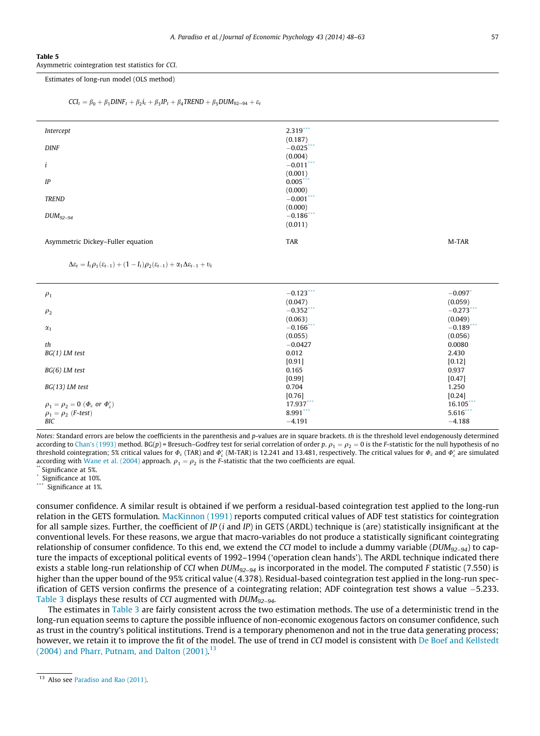**Table 5**
Asymmetric cointegration test statistics for *CCI*.

Estimates of long-run model (OLS method)

$$CCI_t = \beta_0 + \beta_1 DINF_t + \beta_2 i_t + \beta_3 IP_t + \beta_4 TREND + \beta_5 DUM_{92-94} + \varepsilon_t$$

| | | |
|---|---|---|
| *Intercept* | 2.319*** | |
| | (0.187) | |
| *DINF* | −0.025*** | |
| | (0.004) | |
| *i* | −0.011*** | |
| | (0.001) | |
| *IP* | 0.005*** | |
| | (0.000) | |
| *TREND* | −0.001*** | |
| | (0.000) | |
| $DUM_{92-94}$ | −0.186*** | |
| | (0.011) | |
| Asymmetric Dickey–Fuller equation | TAR | M-TAR |
| $\Delta\varepsilon_t = I_t\rho_1(\varepsilon_{t-1}) + (1 - I_t)\rho_2(\varepsilon_{t-1}) + \alpha_1\Delta\varepsilon_{t-1} + \upsilon_t$ | | |
| $\rho_1$ | −0.123*** | −0.097* |
| | (0.047) | (0.059) |
| $\rho_2$ | −0.352*** | −0.273*** |
| | (0.063) | (0.049) |
| $\alpha_1$ | −0.166*** | −0.189*** |
| | (0.055) | (0.056) |
| *th* | −0.0427 | 0.0080 |
| *BG(1) LM test* | 0.012 | 2.430 |
| | [0.91] | [0.12] |
| *BG(6) LM test* | 0.165 | 0.937 |
| | [0.99] | [0.47] |
| *BG(13) LM test* | 0.704 | 1.250 |
| | [0.76] | [0.24] |
| $\rho_1 = \rho_2 = 0$ ($\Phi_\varepsilon$ or $\Phi_\varepsilon^*$) | 17.937*** | 16.105*** |
| $\rho_1 = \rho_2$ (*F-test*) | 8.991*** | 5.616*** |
| *BIC* | −4.191 | −4.188 |

*Notes:* Standard errors are below the coefficients in the parenthesis and *p*-values are in square brackets. *th* is the threshold level endogenously determined according to Chan's (1993) method. BG(*p*) = Bresuch–Godfrey test for serial correlation of order *p*. $\rho_1 = \rho_2 = 0$ is the *F*-statistic for the null hypothesis of no threshold cointegration; 5% critical values for $\Phi_\varepsilon$ (TAR) and $\Phi_\varepsilon^*$ (M-TAR) is 12.241 and 13.481, respectively. The critical values for $\Phi_\varepsilon$ and $\Phi_\varepsilon^*$ are simulated according with Wane et al. (2004) approach. $\rho_1 = \rho_2$ is the *F*-statistic that the two coefficients are equal.
** Significance at 5%.
* Significance at 10%.
*** Significance at 1%.

consumer confidence. A similar result is obtained if we perform a residual-based cointegration test applied to the long-run relation in the GETS formulation. MacKinnon (1991) reports computed critical values of ADF test statistics for cointegration for all sample sizes. Further, the coefficient of *IP* (*i* and *IP*) in GETS (ARDL) technique is (are) statistically insignificant at the conventional levels. For these reasons, we argue that macro-variables do not produce a statistically significant cointegrating relationship of consumer confidence. To this end, we extend the *CCI* model to include a dummy variable ($DUM_{92-94}$) to capture the impacts of exceptional political events of 1992–1994 ('operation clean hands'). The ARDL technique indicated there exists a stable long-run relationship of *CCI* when $DUM_{92-94}$ is incorporated in the model. The computed *F* statistic (7.550) is higher than the upper bound of the 95% critical value (4.378). Residual-based cointegration test applied in the long-run specification of GETS version confirms the presence of a cointegrating relation; ADF cointegration test shows a value −5.233. Table 3 displays these results of *CCI* augmented with $DUM_{92-94}$.

The estimates in Table 3 are fairly consistent across the two estimation methods. The use of a deterministic trend in the long-run equation seems to capture the possible influence of non-economic exogenous factors on consumer confidence, such as trust in the country's political institutions. Trend is a temporary phenomenon and not in the true data generating process; however, we retain it to improve the fit of the model. The use of trend in *CCI* model is consistent with De Boef and Kellstedt (2004) and Pharr, Putnam, and Dalton (2001).[13]

[13] Also see Paradiso and Rao (2011).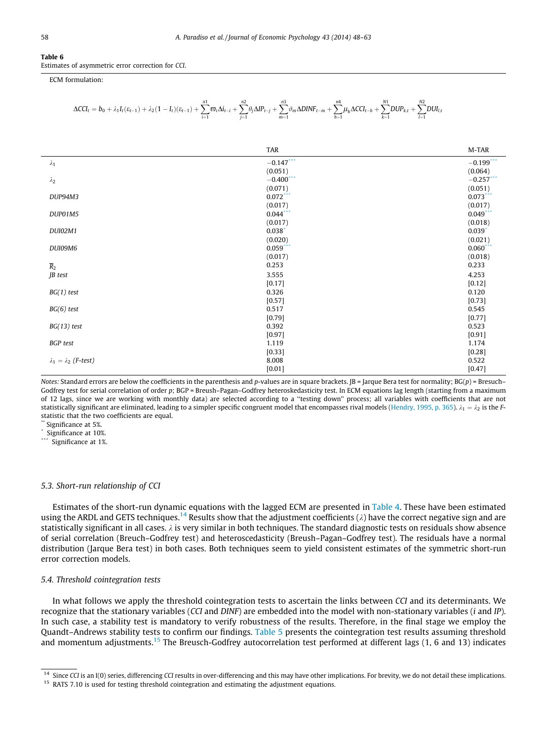**Table 6**
Estimates of asymmetric error correction for *CCI*.

ECM formulation:

$$\Delta CCI_t = b_0 + \lambda_1 I_t(\varepsilon_{t-1}) + \lambda_2(1 - I_t)(\varepsilon_{t-1}) + \sum_{i=1}^{n1}\varpi_i \Delta i_{t-i} + \sum_{j=1}^{n2}\theta_j \Delta IP_{t-j} + \sum_{m=1}^{n3}\vartheta_m \Delta DINF_{t-m} + \sum_{h=1}^{n4}\mu_h \Delta CCI_{t-h} + \sum_{k=1}^{N1} DUP_{k,t} + \sum_{l=1}^{N2} DUI_{l,t}$$

| | TAR | M-TAR |
|---|---|---|
| $\lambda_1$ | −0.147*** | −0.199*** |
| | (0.051) | (0.064) |
| $\lambda_2$ | −0.400*** | −0.257*** |
| | (0.071) | (0.051) |
| *DUP94M3* | 0.072*** | 0.073*** |
| | (0.017) | (0.017) |
| *DUP01M5* | 0.044*** | 0.049*** |
| | (0.017) | (0.018) |
| *DUI02M1* | 0.038* | 0.039* |
| | (0.020) | (0.021) |
| *DUI09M6* | 0.059*** | 0.060*** |
| | (0.017) | (0.018) |
| $\overline{R}_2$ | 0.253 | 0.233 |
| *JB test* | 3.555 | 4.253 |
| | [0.17] | [0.12] |
| *BG(1) test* | 0.326 | 0.120 |
| | [0.57] | [0.73] |
| *BG(6) test* | 0.517 | 0.545 |
| | [0.79] | [0.77] |
| *BG(13) test* | 0.392 | 0.523 |
| | [0.97] | [0.91] |
| *BGP test* | 1.119 | 1.174 |
| | [0.33] | [0.28] |
| $\lambda_1 = \lambda_2$ *(F-test)* | 8.008 | 0.522 |
| | [0.01] | [0.47] |

*Notes:* Standard errors are below the coefficients in the parenthesis and *p*-values are in square brackets. JB = Jarque Bera test for normality; BG(*p*) = Bresuch–Godfrey test for serial correlation of order *p*; BGP = Breush–Pagan–Godfrey heteroskedasticity test. In ECM equations lag length (starting from a maximum of 12 lags, since we are working with monthly data) are selected according to a "testing down" process; all variables with coefficients that are not statistically significant are eliminated, leading to a simpler specific congruent model that encompasses rival models (Hendry, 1995, p. 365). $\lambda_1 = \lambda_2$ is the *F*-statistic that the two coefficients are equal.

** Significance at 5%.
\* Significance at 10%.
*** Significance at 1%.

### 5.3. Short-run relationship of CCI

Estimates of the short-run dynamic equations with the lagged ECM are presented in Table 4. These have been estimated using the ARDL and GETS techniques.[14] Results show that the adjustment coefficients ($\lambda$) have the correct negative sign and are statistically significant in all cases. $\lambda$ is very similar in both techniques. The standard diagnostic tests on residuals show absence of serial correlation (Breuch–Godfrey test) and heteroscedasticity (Breush–Pagan–Godfrey test). The residuals have a normal distribution (Jarque Bera test) in both cases. Both techniques seem to yield consistent estimates of the symmetric short-run error correction models.

### 5.4. Threshold cointegration tests

In what follows we apply the threshold cointegration tests to ascertain the links between *CCI* and its determinants. We recognize that the stationary variables (*CCI* and *DINF*) are embedded into the model with non-stationary variables (*i* and *IP*). In such case, a stability test is mandatory to verify robustness of the results. Therefore, in the final stage we employ the Quandt–Andrews stability tests to confirm our findings. Table 5 presents the cointegration test results assuming threshold and momentum adjustments.[15] The Breusch-Godfrey autocorrelation test performed at different lags (1, 6 and 13) indicates

[14] Since *CCI* is an I(0) series, differencing *CCI* results in over-differencing and this may have other implications. For brevity, we do not detail these implications.

[15] RATS 7.10 is used for testing threshold cointegration and estimating the adjustment equations.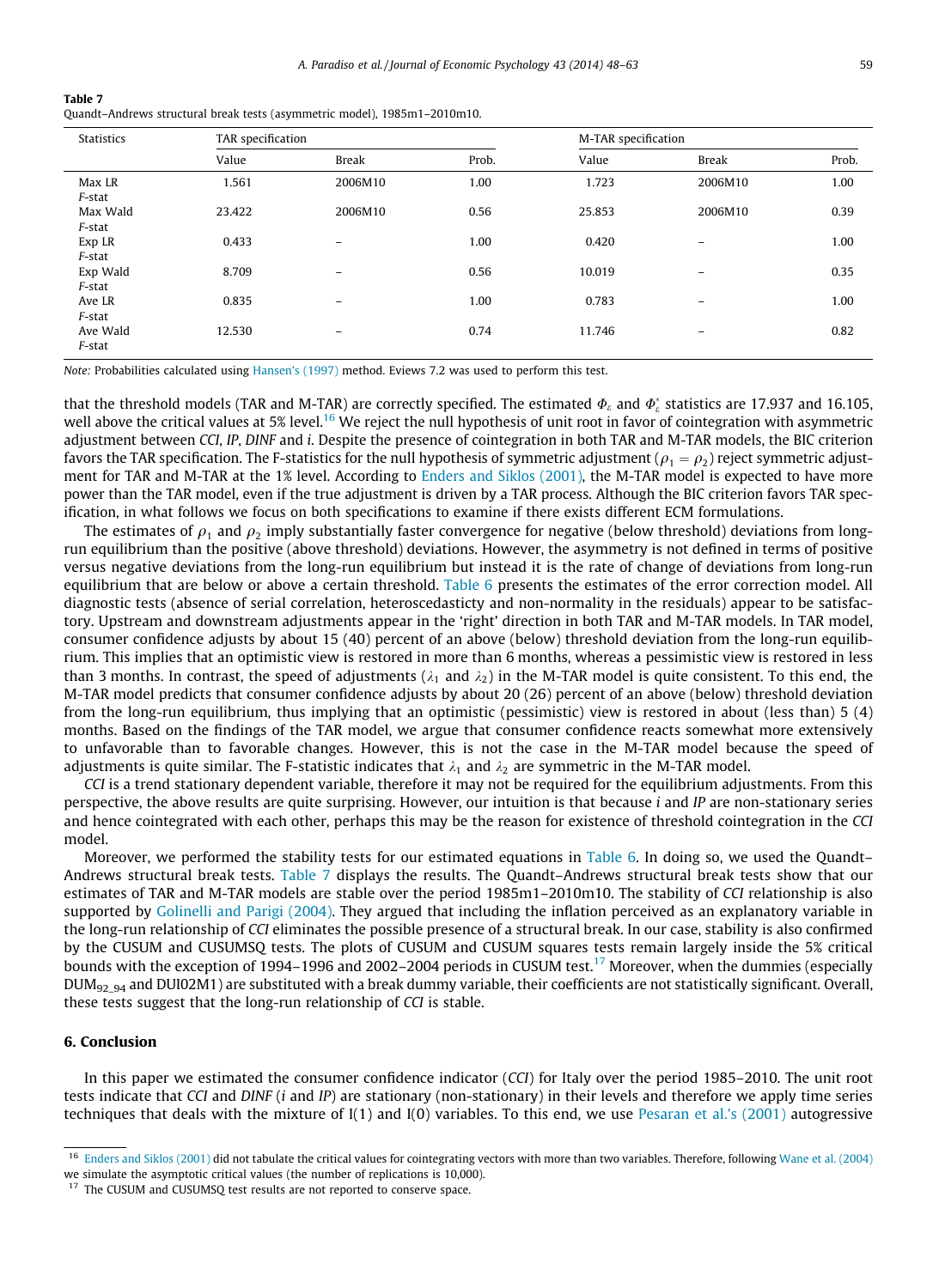**Table 7**
Quandt–Andrews structural break tests (asymmetric model), 1985m1–2010m10.

| Statistics | TAR specification | | | M-TAR specification | | |
|---|---|---|---|---|---|---|
| | Value | Break | Prob. | Value | Break | Prob. |
| Max LR *F*-stat | 1.561 | 2006M10 | 1.00 | 1.723 | 2006M10 | 1.00 |
| Max Wald *F*-stat | 23.422 | 2006M10 | 0.56 | 25.853 | 2006M10 | 0.39 |
| Exp LR *F*-stat | 0.433 | – | 1.00 | 0.420 | – | 1.00 |
| Exp Wald *F*-stat | 8.709 | – | 0.56 | 10.019 | – | 0.35 |
| Ave LR *F*-stat | 0.835 | – | 1.00 | 0.783 | – | 1.00 |
| Ave Wald *F*-stat | 12.530 | – | 0.74 | 11.746 | – | 0.82 |

*Note:* Probabilities calculated using Hansen's (1997) method. Eviews 7.2 was used to perform this test.

that the threshold models (TAR and M-TAR) are correctly specified. The estimated $\Phi_\varepsilon$ and $\Phi_\varepsilon^*$ statistics are 17.937 and 16.105, well above the critical values at 5% level.[16] We reject the null hypothesis of unit root in favor of cointegration with asymmetric adjustment between *CCI*, *IP*, *DINF* and *i*. Despite the presence of cointegration in both TAR and M-TAR models, the BIC criterion favors the TAR specification. The F-statistics for the null hypothesis of symmetric adjustment ($\rho_1 = \rho_2$) reject symmetric adjustment for TAR and M-TAR at the 1% level. According to Enders and Siklos (2001), the M-TAR model is expected to have more power than the TAR model, even if the true adjustment is driven by a TAR process. Although the BIC criterion favors TAR specification, in what follows we focus on both specifications to examine if there exists different ECM formulations.

The estimates of $\rho_1$ and $\rho_2$ imply substantially faster convergence for negative (below threshold) deviations from long-run equilibrium than the positive (above threshold) deviations. However, the asymmetry is not defined in terms of positive versus negative deviations from the long-run equilibrium but instead it is the rate of change of deviations from long-run equilibrium that are below or above a certain threshold. Table 6 presents the estimates of the error correction model. All diagnostic tests (absence of serial correlation, heteroscedasticty and non-normality in the residuals) appear to be satisfactory. Upstream and downstream adjustments appear in the 'right' direction in both TAR and M-TAR models. In TAR model, consumer confidence adjusts by about 15 (40) percent of an above (below) threshold deviation from the long-run equilibrium. This implies that an optimistic view is restored in more than 6 months, whereas a pessimistic view is restored in less than 3 months. In contrast, the speed of adjustments ($\lambda_1$ and $\lambda_2$) in the M-TAR model is quite consistent. To this end, the M-TAR model predicts that consumer confidence adjusts by about 20 (26) percent of an above (below) threshold deviation from the long-run equilibrium, thus implying that an optimistic (pessimistic) view is restored in about (less than) 5 (4) months. Based on the findings of the TAR model, we argue that consumer confidence reacts somewhat more extensively to unfavorable than to favorable changes. However, this is not the case in the M-TAR model because the speed of adjustments is quite similar. The F-statistic indicates that $\lambda_1$ and $\lambda_2$ are symmetric in the M-TAR model.

*CCI* is a trend stationary dependent variable, therefore it may not be required for the equilibrium adjustments. From this perspective, the above results are quite surprising. However, our intuition is that because *i* and *IP* are non-stationary series and hence cointegrated with each other, perhaps this may be the reason for existence of threshold cointegration in the *CCI* model.

Moreover, we performed the stability tests for our estimated equations in Table 6. In doing so, we used the Quandt–Andrews structural break tests. Table 7 displays the results. The Quandt–Andrews structural break tests show that our estimates of TAR and M-TAR models are stable over the period 1985m1–2010m10. The stability of *CCI* relationship is also supported by Golinelli and Parigi (2004). They argued that including the inflation perceived as an explanatory variable in the long-run relationship of *CCI* eliminates the possible presence of a structural break. In our case, stability is also confirmed by the CUSUM and CUSUMSQ tests. The plots of CUSUM and CUSUM squares tests remain largely inside the 5% critical bounds with the exception of 1994–1996 and 2002–2004 periods in CUSUM test.[17] Moreover, when the dummies (especially $DUM_{92\_94}$ and DUI02M1) are substituted with a break dummy variable, their coefficients are not statistically significant. Overall, these tests suggest that the long-run relationship of *CCI* is stable.

## 6. Conclusion

In this paper we estimated the consumer confidence indicator (*CCI*) for Italy over the period 1985–2010. The unit root tests indicate that *CCI* and *DINF* (*i* and *IP*) are stationary (non-stationary) in their levels and therefore we apply time series techniques that deals with the mixture of I(1) and I(0) variables. To this end, we use Pesaran et al.'s (2001) autogressive

[16] Enders and Siklos (2001) did not tabulate the critical values for cointegrating vectors with more than two variables. Therefore, following Wane et al. (2004) we simulate the asymptotic critical values (the number of replications is 10,000).

[17] The CUSUM and CUSUMSQ test results are not reported to conserve space.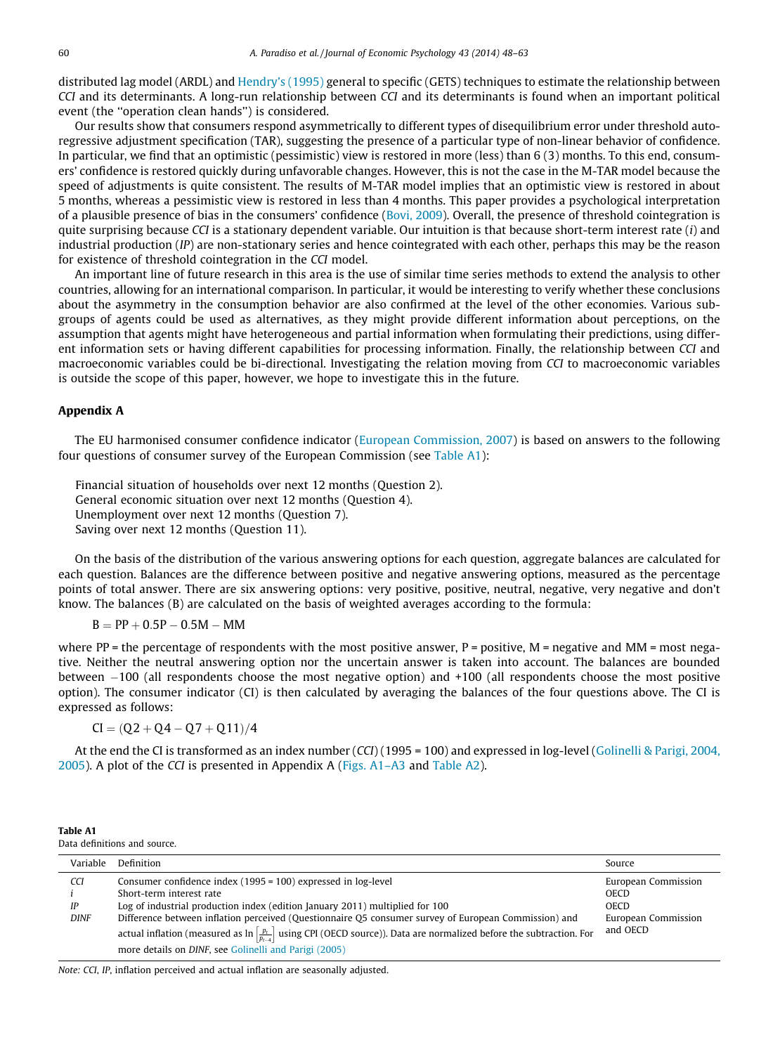distributed lag model (ARDL) and Hendry's (1995) general to specific (GETS) techniques to estimate the relationship between *CCI* and its determinants. A long-run relationship between *CCI* and its determinants is found when an important political event (the "operation clean hands") is considered.

Our results show that consumers respond asymmetrically to different types of disequilibrium error under threshold autoregressive adjustment specification (TAR), suggesting the presence of a particular type of non-linear behavior of confidence. In particular, we find that an optimistic (pessimistic) view is restored in more (less) than 6 (3) months. To this end, consumers' confidence is restored quickly during unfavorable changes. However, this is not the case in the M-TAR model because the speed of adjustments is quite consistent. The results of M-TAR model implies that an optimistic view is restored in about 5 months, whereas a pessimistic view is restored in less than 4 months. This paper provides a psychological interpretation of a plausible presence of bias in the consumers' confidence (Bovi, 2009). Overall, the presence of threshold cointegration is quite surprising because *CCI* is a stationary dependent variable. Our intuition is that because short-term interest rate ($i$) and industrial production (*IP*) are non-stationary series and hence cointegrated with each other, perhaps this may be the reason for existence of threshold cointegration in the *CCI* model.

An important line of future research in this area is the use of similar time series methods to extend the analysis to other countries, allowing for an international comparison. In particular, it would be interesting to verify whether these conclusions about the asymmetry in the consumption behavior are also confirmed at the level of the other economies. Various subgroups of agents could be used as alternatives, as they might provide different information about perceptions, on the assumption that agents might have heterogeneous and partial information when formulating their predictions, using different information sets or having different capabilities for processing information. Finally, the relationship between *CCI* and macroeconomic variables could be bi-directional. Investigating the relation moving from *CCI* to macroeconomic variables is outside the scope of this paper, however, we hope to investigate this in the future.

## Appendix A

The EU harmonised consumer confidence indicator (European Commission, 2007) is based on answers to the following four questions of consumer survey of the European Commission (see Table A1):

Financial situation of households over next 12 months (Question 2).
General economic situation over next 12 months (Question 4).
Unemployment over next 12 months (Question 7).
Saving over next 12 months (Question 11).

On the basis of the distribution of the various answering options for each question, aggregate balances are calculated for each question. Balances are the difference between positive and negative answering options, measured as the percentage points of total answer. There are six answering options: very positive, positive, neutral, negative, very negative and don't know. The balances (B) are calculated on the basis of weighted averages according to the formula:

$$\mathrm{B} = \mathrm{PP} + 0.5\mathrm{P} - 0.5\mathrm{M} - \mathrm{MM}$$

where PP = the percentage of respondents with the most positive answer, P = positive, M = negative and MM = most negative. Neither the neutral answering option nor the uncertain answer is taken into account. The balances are bounded between −100 (all respondents choose the most negative option) and +100 (all respondents choose the most positive option). The consumer indicator (CI) is then calculated by averaging the balances of the four questions above. The CI is expressed as follows:

$$\mathrm{CI} = (\mathrm{Q2} + \mathrm{Q4} - \mathrm{Q7} + \mathrm{Q11})/4$$

At the end the CI is transformed as an index number (*CCI*) (1995 = 100) and expressed in log-level (Golinelli & Parigi, 2004, 2005). A plot of the *CCI* is presented in Appendix A (Figs. A1–A3 and Table A2).

**Table A1**
Data definitions and source.

| Variable | Definition | Source |
|---|---|---|
| *CCI* | Consumer confidence index (1995 = 100) expressed in log-level | European Commission |
| $i$ | Short-term interest rate | OECD |
| *IP* | Log of industrial production index (edition January 2011) multiplied for 100 | OECD |
| *DINF* | Difference between inflation perceived (Questionnaire Q5 consumer survey of European Commission) and actual inflation (measured as $\ln\left[\frac{p_t}{p_{t-4}}\right]$ using CPI (OECD source)). Data are normalized before the subtraction. For more details on *DINF*, see Golinelli and Parigi (2005) | European Commission and OECD |

*Note: CCI, IP*, inflation perceived and actual inflation are seasonally adjusted.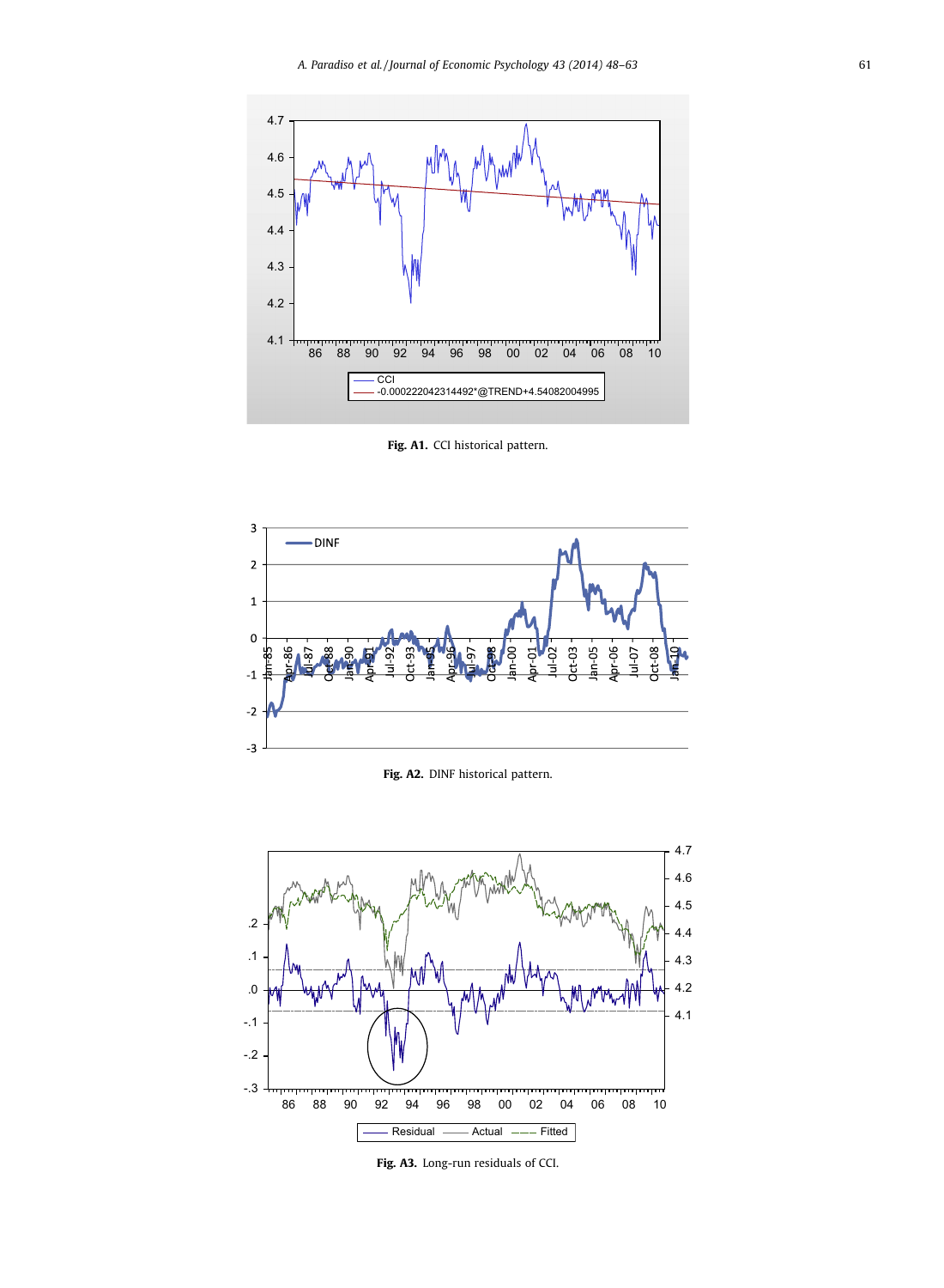Fig. A1. CCI historical pattern.

Fig. A2. DINF historical pattern.

Fig. A3. Long-run residuals of CCI.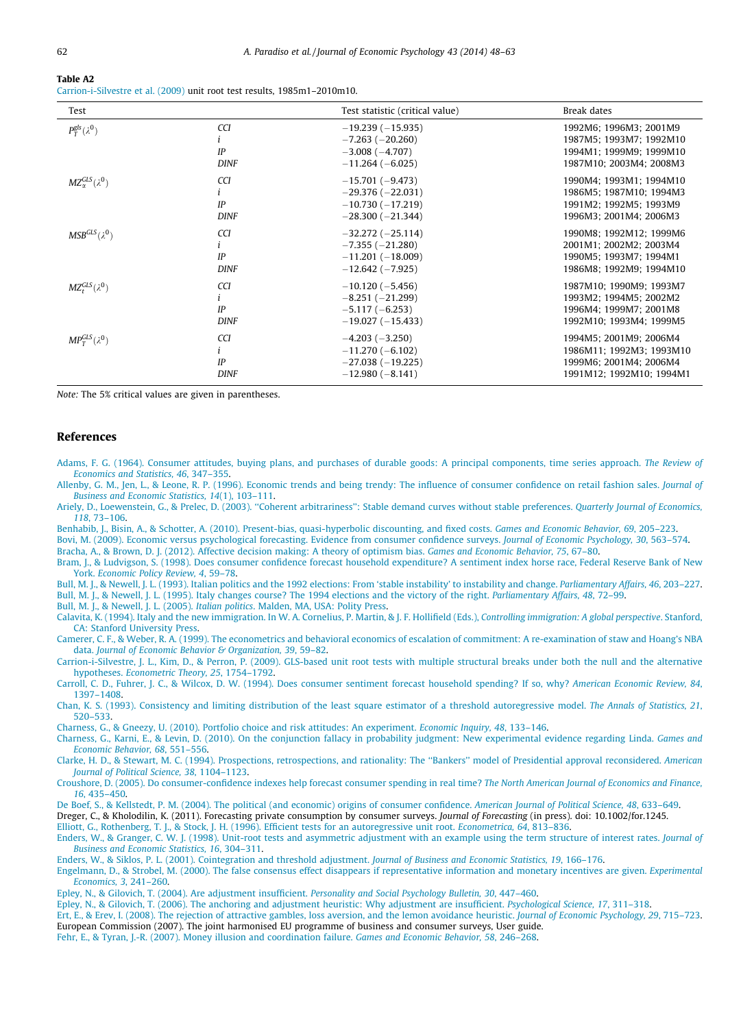**Table A2**
Carrion-i-Silvestre et al. (2009) unit root test results, 1985m1–2010m10.

| Test | | Test statistic (critical value) | Break dates |
|---|---|---|---|
| $P_T^{gls}(\lambda^0)$ | *CCI* | −19.239 (−15.935) | 1992M6; 1996M3; 2001M9 |
| | *i* | −7.263 (−20.260) | 1987M5; 1993M7; 1992M10 |
| | *IP* | −3.008 (−4.707) | 1994M1; 1999M9; 1999M10 |
| | *DINF* | −11.264 (−6.025) | 1987M10; 2003M4; 2008M3 |
| $MZ_\alpha^{GLS}(\lambda^0)$ | *CCI* | −15.701 (−9.473) | 1990M4; 1993M1; 1994M10 |
| | *i* | −29.376 (−22.031) | 1986M5; 1987M10; 1994M3 |
| | *IP* | −10.730 (−17.219) | 1991M2; 1992M5; 1993M9 |
| | *DINF* | −28.300 (−21.344) | 1996M3; 2001M4; 2006M3 |
| $MSB^{GLS}(\lambda^0)$ | *CCI* | −32.272 (−25.114) | 1990M8; 1992M12; 1999M6 |
| | *i* | −7.355 (−21.280) | 2001M1; 2002M2; 2003M4 |
| | *IP* | −11.201 (−18.009) | 1990M5; 1993M7; 1994M1 |
| | *DINF* | −12.642 (−7.925) | 1986M8; 1992M9; 1994M10 |
| $MZ_t^{GLS}(\lambda^0)$ | *CCI* | −10.120 (−5.456) | 1987M10; 1990M9; 1993M7 |
| | *i* | −8.251 (−21.299) | 1993M2; 1994M5; 2002M2 |
| | *IP* | −5.117 (−6.253) | 1996M4; 1999M7; 2001M8 |
| | *DINF* | −19.027 (−15.433) | 1992M10; 1993M4; 1999M5 |
| $MP_T^{GLS}(\lambda^0)$ | *CCI* | −4.203 (−3.250) | 1994M5; 2001M9; 2006M4 |
| | *i* | −11.270 (−6.102) | 1986M11; 1992M3; 1993M10 |
| | *IP* | −27.038 (−19.225) | 1999M6; 2001M4; 2006M4 |
| | *DINF* | −12.980 (−8.141) | 1991M12; 1992M10; 1994M1 |

*Note:* The 5% critical values are given in parentheses.

## References

Adams, F. G. (1964). Consumer attitudes, buying plans, and purchases of durable goods: A principal components, time series approach. *The Review of Economics and Statistics, 46*, 347–355.

Allenby, G. M., Jen, L., & Leone, R. P. (1996). Economic trends and being trendy: The influence of consumer confidence on retail fashion sales. *Journal of Business and Economic Statistics, 14*(1), 103–111.

Ariely, D., Loewenstein, G., & Prelec, D. (2003). "Coherent arbitrariness": Stable demand curves without stable preferences. *Quarterly Journal of Economics, 118*, 73–106.

Benhabib, J., Bisin, A., & Schotter, A. (2010). Present-bias, quasi-hyperbolic discounting, and fixed costs. *Games and Economic Behavior, 69*, 205–223.

Bovi, M. (2009). Economic versus psychological forecasting. Evidence from consumer confidence surveys. *Journal of Economic Psychology, 30*, 563–574.

Bracha, A., & Brown, D. J. (2012). Affective decision making: A theory of optimism bias. *Games and Economic Behavior, 75*, 67–80.

Bram, J., & Ludvigson, S. (1998). Does consumer confidence forecast household expenditure? A sentiment index horse race, Federal Reserve Bank of New York. *Economic Policy Review, 4*, 59–78.

Bull, M. J., & Newell, J. L. (1993). Italian politics and the 1992 elections: From 'stable instability' to instability and change. *Parliamentary Affairs, 46*, 203–227.

Bull, M. J., & Newell, J. L. (1995). Italy changes course? The 1994 elections and the victory of the right. *Parliamentary Affairs, 48*, 72–99.

Bull, M. J., & Newell, J. L. (2005). *Italian politics*. Malden, MA, USA: Polity Press.

Calavita, K. (1994). Italy and the new immigration. In W. A. Cornelius, P. Martin, & J. F. Hollifield (Eds.), *Controlling immigration: A global perspective*. Stanford, CA: Stanford University Press.

Camerer, C. F., & Weber, R. A. (1999). The econometrics and behavioral economics of escalation of commitment: A re-examination of staw and Hoang's NBA data. *Journal of Economic Behavior & Organization, 39*, 59–82.

Carrion-i-Silvestre, J. L., Kim, D., & Perron, P. (2009). GLS-based unit root tests with multiple structural breaks under both the null and the alternative hypotheses. *Econometric Theory, 25*, 1754–1792.

Carroll, C. D., Fuhrer, J. C., & Wilcox, D. W. (1994). Does consumer sentiment forecast household spending? If so, why? *American Economic Review, 84*, 1397–1408.

Chan, K. S. (1993). Consistency and limiting distribution of the least square estimator of a threshold autoregressive model. *The Annals of Statistics, 21*, 520–533.

Charness, G., & Gneezy, U. (2010). Portfolio choice and risk attitudes: An experiment. *Economic Inquiry, 48*, 133–146.

Charness, G., Karni, E., & Levin, D. (2010). On the conjunction fallacy in probability judgment: New experimental evidence regarding Linda. *Games and Economic Behavior, 68*, 551–556.

Clarke, H. D., & Stewart, M. C. (1994). Prospections, retrospections, and rationality: The "Bankers" model of Presidential approval reconsidered. *American Journal of Political Science, 38*, 1104–1123.

Croushore, D. (2005). Do consumer-confidence indexes help forecast consumer spending in real time? *The North American Journal of Economics and Finance, 16*, 435–450.

De Boef, S., & Kellstedt, P. M. (2004). The political (and economic) origins of consumer confidence. *American Journal of Political Science, 48*, 633–649.

Dreger, C., & Kholodilin, K. (2011). Forecasting private consumption by consumer surveys. *Journal of Forecasting* (in press). doi: 10.1002/for.1245.

Elliott, G., Rothenberg, T. J., & Stock, J. H. (1996). Efficient tests for an autoregressive unit root. *Econometrica, 64*, 813–836.

Enders, W., & Granger, C. W. J. (1998). Unit-root tests and asymmetric adjustment with an example using the term structure of interest rates. *Journal of Business and Economic Statistics, 16*, 304–311.

Enders, W., & Siklos, P. L. (2001). Cointegration and threshold adjustment. *Journal of Business and Economic Statistics, 19*, 166–176.

Engelmann, D., & Strobel, M. (2000). The false consensus effect disappears if representative information and monetary incentives are given. *Experimental Economics, 3*, 241–260.

Epley, N., & Gilovich, T. (2004). Are adjustment insufficient. *Personality and Social Psychology Bulletin, 30*, 447–460.

Epley, N., & Gilovich, T. (2006). The anchoring and adjustment heuristic: Why adjustment are insufficient. *Psychological Science, 17*, 311–318.

Ert, E., & Erev, I. (2008). The rejection of attractive gambles, loss aversion, and the lemon avoidance heuristic. *Journal of Economic Psychology, 29*, 715–723.

European Commission (2007). The joint harmonised EU programme of business and consumer surveys, User guide.

Fehr, E., & Tyran, J.-R. (2007). Money illusion and coordination failure. *Games and Economic Behavior, 58*, 246–268.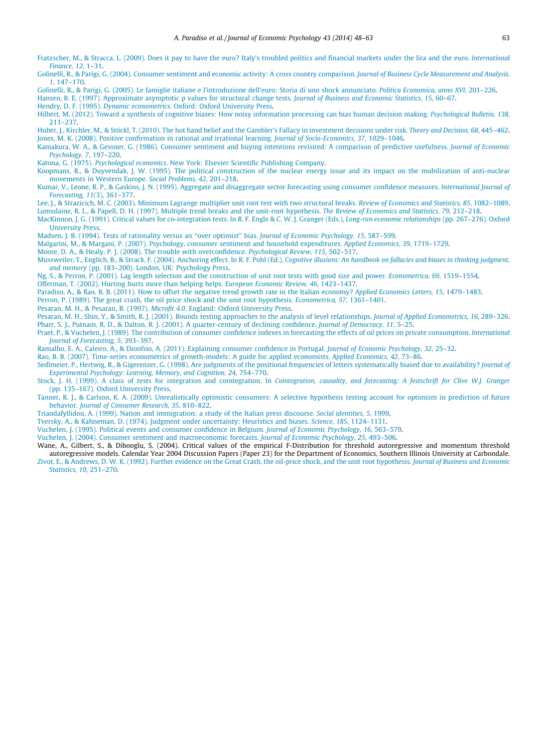Fratzscher, M., & Stracca, L. (2009). Does it pay to have the euro? Italy's troubled politics and financial markets under the lira and the euro. *International Finance, 12*, 1–31.

Golinelli, R., & Parigi, G. (2004). Consumer sentiment and economic activity: A cross country comparison. *Journal of Business Cycle Measurement and Analysis, 1*, 147–170.

Golinelli, R., & Parigi, G. (2005). Le famiglie italiane e l'introduzione dell'euro: Storia di uno shock annunciato. *Politica Economica, anno XVI*, 201–226.

Hansen, B. E. (1997). Approximate asymptotic p values for structural change tests. *Journal of Business and Economic Statistics, 15*, 60–67.

Hendry, D. F. (1995). *Dynamic econometrics*. Oxford: Oxford University Press.

Hilbert, M. (2012). Toward a synthesis of cognitive biases: How noisy information processing can bias human decision making. *Psychological Bulletin, 138*, 211–237.

Huber, J., Kirchler, M., & Stöckl, T. (2010). The hot hand belief and the Gambler's Fallacy in investment decisions under risk. *Theory and Decision, 68*, 445–462.

Jones, M. K. (2008). Positive confirmation in rational and irrational learning. *Journal of Socio-Economics, 37*, 1029–1046.

Kamakura, W. A., & Gessner, G. (1986). Consumer sentiment and buying intentions revisited: A comparison of predictive usefulness. *Journal of Economic Psychology, 7*, 197–220.

Katona, G. (1975). *Psychological economics*. New York: Elsevier Scientific Publishing Company.

Koopmans, R., & Duyvendak, J. W. (1995). The political construction of the nuclear energy issue and its impact on the mobilization of anti-nuclear movements in Western Europe. *Social Problems, 42*, 201–218.

Kumar, V., Leone, R. P., & Gaskins, J. N. (1995). Aggregate and disaggregate sector forecasting using consumer confidence measures. *International Journal of Forecasting, 11*(3), 361–377.

Lee, J., & Strazicich, M. C. (2003). Minimum Lagrange multiplier unit root test with two structural breaks. *Review of Economics and Statistics, 85*, 1082–1089.

Lumsdaine, R. L., & Papell, D. H. (1997). Multiple trend breaks and the unit-root hypothesis. *The Review of Economics and Statistics, 79*, 212–218.

MacKinnon, J. G. (1991). Critical values for co-integration tests. In R. F. Engle & C. W. J. Granger (Eds.), *Long-run economic relationships* (pp. 267–276). Oxford University Press.

Madsen, J. B. (1994). Tests of rationality versus an "over optimist" bias. *Journal of Economic Psychology, 15*, 587–599.

Malgarini, M., & Margani, P. (2007). Psychology, consumer sentiment and household expenditures. *Applied Economics, 39*, 1719–1729.

Moore, D. A., & Healy, P. J. (2008). The trouble with overconfidence. *Psychological Review, 115*, 502–517.

Mussweiler, T., Englich, B., & Strack, F. (2004). Anchoring effect. In R. F. Pohl (Ed.), *Cognitive illusions: An handbook on fallacies and biases in thinking judgment, and memory* (pp. 183–200). London, UK: Psychology Press.

Ng, S., & Perron, P. (2001). Lag length selection and the construction of unit root tests with good size and power. *Econometrica, 69*, 1519–1554.

Offerman, T. (2002). Hurting hurts more than helping helps. *European Economic Review, 46*, 1423–1437.

Paradiso, A., & Rao, B. B. (2011). How to offset the negative trend growth rate in the Italian economy? *Applied Economics Letters, 15*, 1479–1483.

Perron, P. (1989). The great crash, the oil price shock and the unit root hypothesis. *Econometrica, 57*, 1361–1401.

Pesaran, M. H., & Pesaran, B. (1997). *Microfit 4.0*. England: Oxford University Press.

Pesaran, M. H., Shin, Y., & Smith, R. J. (2001). Bounds testing approaches to the analysis of level relationships. *Journal of Applied Econometrics, 16*, 289–326.

Pharr, S. J., Putnam, R. D., & Dalton, R. J. (2001). A quarter-century of declining confidence. *Journal of Democracy, 11*, 5–25.

Praet, P., & Vuchelen, J. (1989). The contribution of consumer confidence indexes in forecasting the effects of oil prices on private consumption. *International Journal of Forecasting, 5*, 393–397.

Ramalho, E. A., Caleiro, A., & Dionfsio, A. (2011). Explaining consumer confidence in Portugal. *Journal of Economic Psychology, 32*, 25–32.

Rao, B. B. (2007). Time-series econometrics of growth-models: A guide for applied economists. *Applied Economics, 42*, 73–86.

Sedlmeier, P., Hertwig, R., & Gigerenzer, G. (1998). Are judgments of the positional frequencies of letters systematically biased due to availability? *Journal of Experimental Psychology: Learning, Memory, and Cognition, 24*, 754–770.

Stock, J. H. (1999). A class of tests for integration and cointegration. In *Cointegration, causality, and forecasting: A festschrift for Clive W.J. Granger* (pp. 135–167). Oxford University Press.

Tanner, R. J., & Carlson, K. A. (2009). Unrealistically optimistic consumers: A selective hypothesis testing account for optimism in prediction of future behavior. *Journal of Consumer Research, 35*, 810–822.

Triandafyllidou, A. (1999). Nation and immigration: a study of the Italian press discourse. *Social identities, 5*, 1999.

Tversky, A., & Kahneman, D. (1974). Judgment under uncertainty: Heuristics and biases. *Science, 185*, 1124–1131.

Vuchelen, J. (1995). Political events and consumer confidence in Belgium. *Journal of Economic Psychology, 16*, 563–579.

Vuchelen, J. (2004). Consumer sentiment and macroeconomic forecasts. *Journal of Economic Psychology, 25*, 493–506.

Wane, A., Gilbert, S., & Dibooglu, S. (2004). Critical values of the empirical F-Distribution for threshold autoregressive and momentum threshold autoregressive models. Calendar Year 2004 Discussion Papers (Paper 23) for the Department of Economics, Southern Illinois University at Carbondale.

Zivot, E., & Andrews, D. W. K. (1992). Further evidence on the Great Crash, the oil-price shock, and the unit root hypothesis. *Journal of Business and Economic Statistics, 10*, 251–270.